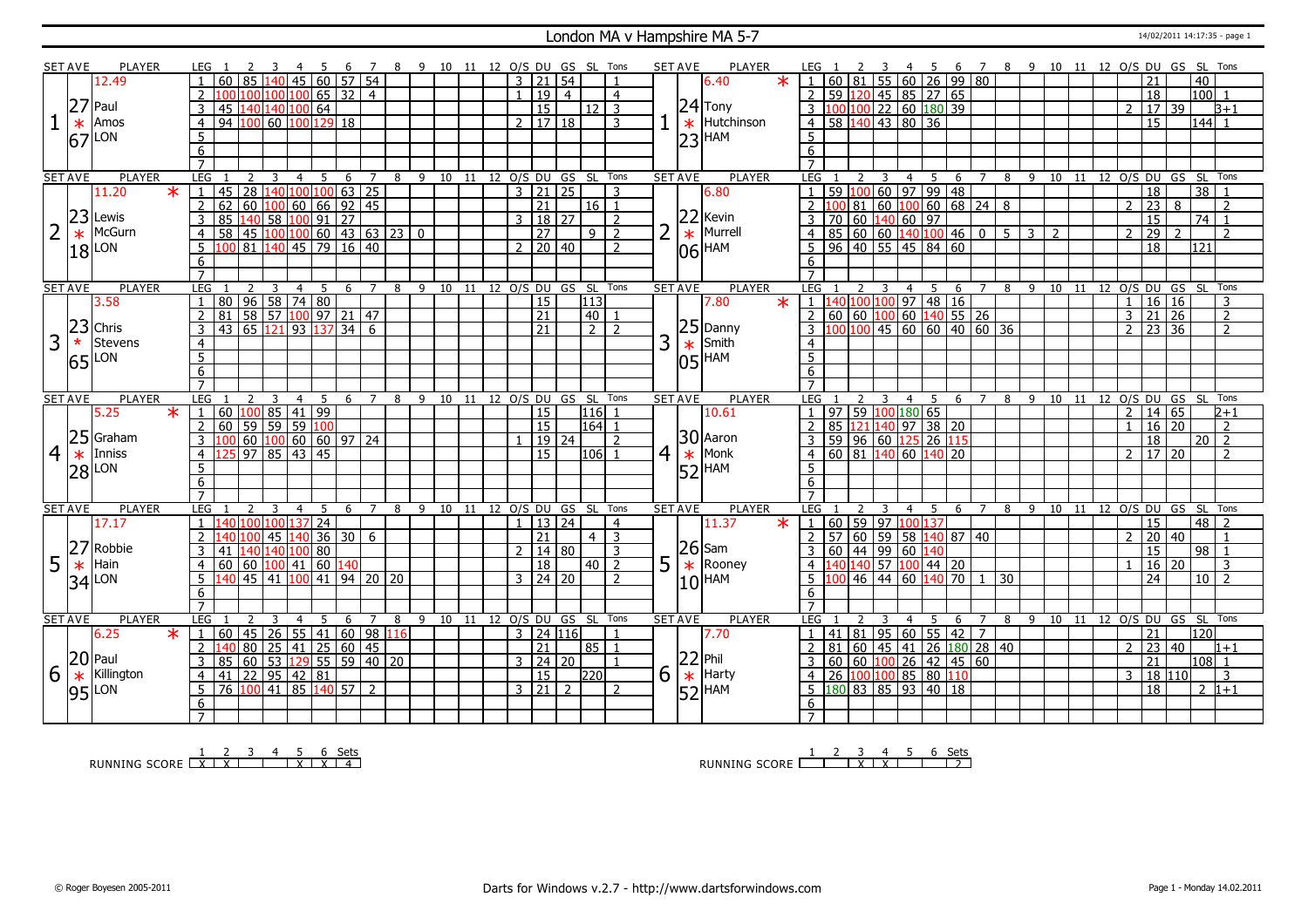# London MA v Hampshire MA 5-7

14/02/2011 14:17:35 - page 1

## Set 1

| SET AVE | PLAYER | LEG | 1 | 2 | 3 | 4 | 5 | 6 | 7 | 8 | 9 | 10 | 11 | 12 | O/S | DU | GS | SL | Tons |
|---|---|---|---|---|---|---|---|---|---|---|---|---|---|---|---|---|---|---|---|
| 12.49 | | 1 | 60 | 85 | 140 | 45 | 60 | 57 | 54 | | | | | | 3 | 21 | 54 | | 1 |
| 27 | Paul | 2 | 100 | 100 | 100 | 100 | 65 | 32 | 4 | | | | | | 1 | 19 | 4 | | 4 |
| * | Amos | 3 | 45 | 140 | 140 | 100 | 64 | | | | | | | | | 15 | | 12 | 3 |
| 67 | LON | 4 | 94 | 100 | 60 | 100 | 129 | 18 | | | | | | | 2 | 17 | 18 | | 3 |
| | | 5 | | | | | | | | | | | | | | | | | |
| | | 6 | | | | | | | | | | | | | | | | | |
| | | 7 | | | | | | | | | | | | | | | | | |

| SET AVE | PLAYER | LEG | 1 | 2 | 3 | 4 | 5 | 6 | 7 | 8 | 9 | 10 | 11 | 12 | O/S | DU | GS | SL | Tons |
|---|---|---|---|---|---|---|---|---|---|---|---|---|---|---|---|---|---|---|---|
| 6.40 * | | 1 | 60 | 81 | 55 | 60 | 26 | 99 | 80 | | | | | | | 21 | | 40 | |
| 24 | Tony | 2 | 59 | 120 | 45 | 85 | 27 | 65 | | | | | | | | 18 | | 100 | 1 |
| * | Hutchinson | 3 | 100 | 100 | 22 | 60 | 180 | 39 | | | | | | | 2 | 17 | 39 | | 3+1 |
| 23 | HAM | 4 | 58 | 140 | 43 | 80 | 36 | | | | | | | | | 15 | | 144 | 1 |
| | | 5 | | | | | | | | | | | | | | | | | |
| | | 6 | | | | | | | | | | | | | | | | | |
| | | 7 | | | | | | | | | | | | | | | | | |

## Set 2

| SET AVE | PLAYER | LEG | 1 | 2 | 3 | 4 | 5 | 6 | 7 | 8 | 9 | 10 | 11 | 12 | O/S | DU | GS | SL | Tons |
|---|---|---|---|---|---|---|---|---|---|---|---|---|---|---|---|---|---|---|---|
| 11.20 * | | 1 | 45 | 28 | 140 | 100 | 100 | 63 | 25 | | | | | | 3 | 21 | 25 | | 3 |
| 23 | Lewis | 2 | 62 | 60 | 100 | 60 | 66 | 92 | 45 | | | | | | | 21 | | 16 | 1 |
| * | McGurn | 3 | 85 | 140 | 58 | 100 | 91 | 27 | | | | | | | 3 | 18 | 27 | | 2 |
| 18 | LON | 4 | 58 | 45 | 100 | 100 | 60 | 43 | 63 | 23 | 0 | | | | | 27 | | 9 | 2 |
| | | 5 | 100 | 81 | 140 | 45 | 79 | 16 | 40 | | | | | | 2 | 20 | 40 | | 2 |
| | | 6 | | | | | | | | | | | | | | | | | |
| | | 7 | | | | | | | | | | | | | | | | | |

| SET AVE | PLAYER | LEG | 1 | 2 | 3 | 4 | 5 | 6 | 7 | 8 | 9 | 10 | 11 | 12 | O/S | DU | GS | SL | Tons |
|---|---|---|---|---|---|---|---|---|---|---|---|---|---|---|---|---|---|---|---|
| 6.80 | | 1 | 59 | 100 | 60 | 97 | 99 | 48 | | | | | | | | 18 | | 38 | 1 |
| 22 | Kevin | 2 | 100 | 81 | 60 | 100 | 60 | 68 | 24 | 8 | | | | | 2 | 23 | 8 | | 2 |
| * | Murrell | 3 | 70 | 60 | 140 | 60 | 97 | | | | | | | | | 15 | | 74 | 1 |
| 06 | HAM | 4 | 85 | 60 | 60 | 140 | 100 | 46 | 0 | 5 | 3 | 2 | | | 2 | 29 | 2 | | 2 |
| | | 5 | 96 | 40 | 55 | 45 | 84 | 60 | | | | | | | | 18 | | 121 | |
| | | 6 | | | | | | | | | | | | | | | | | |
| | | 7 | | | | | | | | | | | | | | | | | |

## Set 3

| SET AVE | PLAYER | LEG | 1 | 2 | 3 | 4 | 5 | 6 | 7 | 8 | 9 | 10 | 11 | 12 | O/S | DU | GS | SL | Tons |
|---|---|---|---|---|---|---|---|---|---|---|---|---|---|---|---|---|---|---|---|
| 3.58 | | 1 | 80 | 96 | 58 | 74 | 80 | | | | | | | | | 15 | | 113 | |
| 23 | Chris | 2 | 81 | 58 | 57 | 100 | 97 | 21 | 47 | | | | | | | 21 | | 40 | 1 |
| * | Stevens | 3 | 43 | 65 | 121 | 93 | 137 | 34 | 6 | | | | | | | 21 | | 2 | 2 |
| 65 | LON | 4 | | | | | | | | | | | | | | | | | |
| | | 5 | | | | | | | | | | | | | | | | | |
| | | 6 | | | | | | | | | | | | | | | | | |
| | | 7 | | | | | | | | | | | | | | | | | |

| SET AVE | PLAYER | LEG | 1 | 2 | 3 | 4 | 5 | 6 | 7 | 8 | 9 | 10 | 11 | 12 | O/S | DU | GS | SL | Tons |
|---|---|---|---|---|---|---|---|---|---|---|---|---|---|---|---|---|---|---|---|
| 7.80 * | | 1 | 140 | 100 | 100 | 97 | 48 | 16 | | | | | | | 1 | 16 | 16 | | 3 |
| 25 | Danny | 2 | 60 | 60 | 100 | 60 | 140 | 55 | 26 | | | | | | 3 | 21 | 26 | | 2 |
| * | Smith | 3 | 100 | 100 | 45 | 60 | 60 | 40 | 60 | 36 | | | | | 2 | 23 | 36 | | 2 |
| 05 | HAM | 4 | | | | | | | | | | | | | | | | | |
| | | 5 | | | | | | | | | | | | | | | | | |
| | | 6 | | | | | | | | | | | | | | | | | |
| | | 7 | | | | | | | | | | | | | | | | | |

## Set 4

| SET AVE | PLAYER | LEG | 1 | 2 | 3 | 4 | 5 | 6 | 7 | 8 | 9 | 10 | 11 | 12 | O/S | DU | GS | SL | Tons |
|---|---|---|---|---|---|---|---|---|---|---|---|---|---|---|---|---|---|---|---|
| 5.25 * | | 1 | 60 | 100 | 85 | 41 | 99 | | | | | | | | | 15 | | 116 | 1 |
| 25 | Graham | 2 | 60 | 59 | 59 | 59 | 100 | | | | | | | | | 15 | | 164 | 1 |
| * | Inniss | 3 | 100 | 60 | 100 | 60 | 60 | 97 | 24 | | | | | | 1 | 19 | 24 | | 2 |
| 28 | LON | 4 | 125 | 97 | 85 | 43 | 45 | | | | | | | | | 15 | | 106 | 1 |
| | | 5 | | | | | | | | | | | | | | | | | |
| | | 6 | | | | | | | | | | | | | | | | | |
| | | 7 | | | | | | | | | | | | | | | | | |

| SET AVE | PLAYER | LEG | 1 | 2 | 3 | 4 | 5 | 6 | 7 | 8 | 9 | 10 | 11 | 12 | O/S | DU | GS | SL | Tons |
|---|---|---|---|---|---|---|---|---|---|---|---|---|---|---|---|---|---|---|---|
| 10.61 | | 1 | 97 | 59 | 100 | 180 | 65 | | | | | | | | 2 | 14 | 65 | | 2+1 |
| 30 | Aaron | 2 | 85 | 121 | 140 | 97 | 38 | 20 | | | | | | | 1 | 16 | 20 | | 2 |
| * | Monk | 3 | 59 | 96 | 60 | 125 | 26 | 115 | | | | | | | | 18 | | 20 | 2 |
| 52 | HAM | 4 | 60 | 81 | 140 | 60 | 140 | 20 | | | | | | | 2 | 17 | 20 | | 2 |
| | | 5 | | | | | | | | | | | | | | | | | |
| | | 6 | | | | | | | | | | | | | | | | | |
| | | 7 | | | | | | | | | | | | | | | | | |

## Set 5

| SET AVE | PLAYER | LEG | 1 | 2 | 3 | 4 | 5 | 6 | 7 | 8 | 9 | 10 | 11 | 12 | O/S | DU | GS | SL | Tons |
|---|---|---|---|---|---|---|---|---|---|---|---|---|---|---|---|---|---|---|---|
| 17.17 | | 1 | 140 | 100 | 100 | 137 | 24 | | | | | | | | 1 | 13 | 24 | | 4 |
| 27 | Robbie | 2 | 140 | 100 | 45 | 140 | 36 | 30 | 6 | | | | | | | 21 | | 4 | 3 |
| * | Hain | 3 | 41 | 140 | 140 | 100 | 80 | | | | | | | | 2 | 14 | 80 | | 3 |
| 34 | LON | 4 | 60 | 60 | 100 | 41 | 60 | 140 | | | | | | | | 18 | | 40 | 2 |
| | | 5 | 140 | 45 | 41 | 100 | 41 | 94 | 20 | 20 | | | | | 3 | 24 | 20 | | 2 |
| | | 6 | | | | | | | | | | | | | | | | | |
| | | 7 | | | | | | | | | | | | | | | | | |

| SET AVE | PLAYER | LEG | 1 | 2 | 3 | 4 | 5 | 6 | 7 | 8 | 9 | 10 | 11 | 12 | O/S | DU | GS | SL | Tons |
|---|---|---|---|---|---|---|---|---|---|---|---|---|---|---|---|---|---|---|---|
| 11.37 * | | 1 | 60 | 59 | 97 | 100 | 137 | | | | | | | | | 15 | | 48 | 2 |
| 26 | Sam | 2 | 57 | 60 | 59 | 58 | 140 | 87 | 40 | | | | | | 2 | 20 | 40 | | 1 |
| * | Rooney | 3 | 60 | 44 | 99 | 60 | 140 | | | | | | | | | 15 | | 98 | 1 |
| 10 | HAM | 4 | 140 | 140 | 57 | 100 | 44 | 20 | | | | | | | 1 | 16 | 20 | | 3 |
| | | 5 | 100 | 46 | 44 | 60 | 140 | 70 | 1 | 30 | | | | | | 24 | | 10 | 2 |
| | | 6 | | | | | | | | | | | | | | | | | |
| | | 7 | | | | | | | | | | | | | | | | | |

## Set 6

| SET AVE | PLAYER | LEG | 1 | 2 | 3 | 4 | 5 | 6 | 7 | 8 | 9 | 10 | 11 | 12 | O/S | DU | GS | SL | Tons |
|---|---|---|---|---|---|---|---|---|---|---|---|---|---|---|---|---|---|---|---|
| 6.25 * | | 1 | 60 | 45 | 26 | 55 | 41 | 60 | 98 | 116 | | | | | 3 | 24 | 116 | | 1 |
| 20 | Paul | 2 | 140 | 80 | 25 | 41 | 25 | 60 | 45 | | | | | | | 21 | | 85 | 1 |
| * | Killington | 3 | 85 | 60 | 53 | 129 | 55 | 59 | 40 | 20 | | | | | 3 | 24 | 20 | | 1 |
| 95 | LON | 4 | 41 | 22 | 95 | 42 | 81 | | | | | | | | | 15 | | 220 | |
| | | 5 | 76 | 100 | 41 | 85 | 140 | 57 | 2 | | | | | | 3 | 21 | 2 | | 2 |
| | | 6 | | | | | | | | | | | | | | | | | |
| | | 7 | | | | | | | | | | | | | | | | | |

| SET AVE | PLAYER | LEG | 1 | 2 | 3 | 4 | 5 | 6 | 7 | 8 | 9 | 10 | 11 | 12 | O/S | DU | GS | SL | Tons |
|---|---|---|---|---|---|---|---|---|---|---|---|---|---|---|---|---|---|---|---|
| 7.70 | | 1 | 41 | 81 | 95 | 60 | 55 | 42 | 7 | | | | | | | 21 | | 120 | |
| 22 | Phil | 2 | 81 | 60 | 45 | 41 | 26 | 180 | 28 | 40 | | | | | 2 | 23 | 40 | | 1+1 |
| * | Harty | 3 | 60 | 60 | 100 | 26 | 42 | 45 | 60 | | | | | | | 21 | | 108 | 1 |
| 52 | HAM | 4 | 26 | 100 | 100 | 85 | 80 | 110 | | | | | | | 3 | 18 | 110 | | 3 |
| | | 5 | 180 | 83 | 85 | 93 | 40 | 18 | | | | | | | | 18 | | 2 | 1+1 |
| | | 6 | | | | | | | | | | | | | | | | | |
| | | 7 | | | | | | | | | | | | | | | | | |

## Running Score

| | 1 | 2 | 3 | 4 | 5 | 6 | Sets |
|---|---|---|---|---|---|---|---|
| RUNNING SCORE (LON) | X | X | | | X | X | 4 |
| RUNNING SCORE (HAM) | | | X | X | | | 2 |

© Roger Boyesen 2005-2011 | Darts for Windows v.2.7 - http://www.dartsforwindows.com | Page 1 - Monday 14.02.2011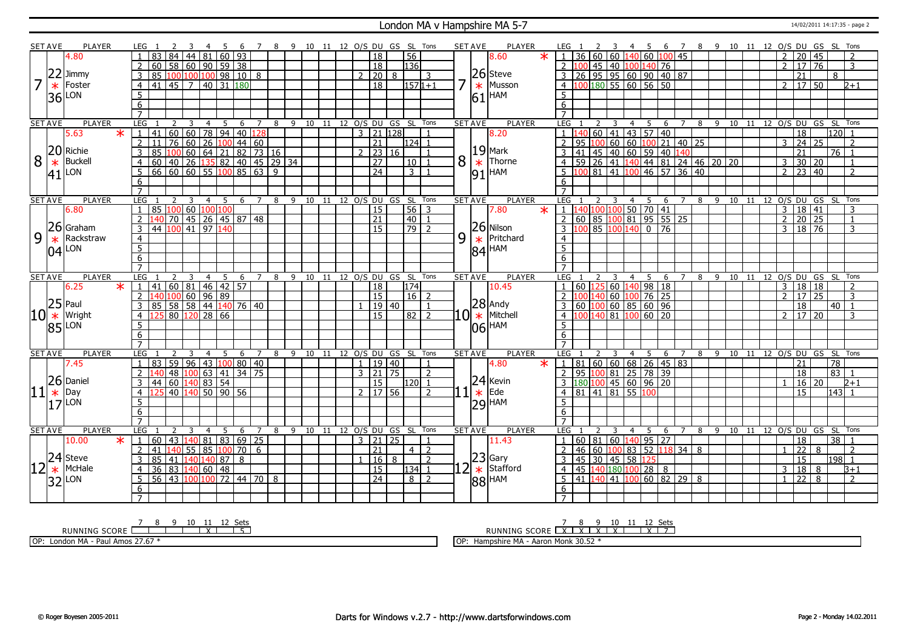# London MA v Hampshire MA 5-7

14/02/2011 14:17:35 - page 2

## Set 7

| SET AVE | PLAYER | LEG | 1 | 2 | 3 | 4 | 5 | 6 | 7 | 8 | 9 | 10 | 11 | 12 | O/S | DU | GS | SL | Tons |
|---|---|---|---|---|---|---|---|---|---|---|---|---|---|---|---|---|---|---|---|
| 4.80 | Jimmy Foster LON | 1 | 83 | 84 | 44 | 81 | 60 | 93 | | | | | | | | 18 | | 56 | |
| 22 | | 2 | 60 | 58 | 60 | 90 | 59 | 38 | | | | | | | | 18 | | 136 | |
| 7 * | | 3 | 85 | 100 | 100 | 100 | 98 | 10 | 8 | | | | | | 2 | 20 | 8 | | 3 |
| 36 | | 4 | 41 | 45 | 7 | 40 | 31 | 180 | | | | | | | | 18 | | 157 | 1+1 |

| SET AVE | PLAYER | LEG | 1 | 2 | 3 | 4 | 5 | 6 | 7 | 8 | 9 | 10 | 11 | 12 | O/S | DU | GS | SL | Tons |
|---|---|---|---|---|---|---|---|---|---|---|---|---|---|---|---|---|---|---|---|
| 8.60 * | Steve Musson HAM | 1 | 36 | 60 | 60 | 140 | 60 | 100 | 45 | | | | | | 2 | 20 | 45 | | 2 |
| 26 | | 2 | 100 | 45 | 40 | 100 | 140 | 76 | | | | | | | 2 | 17 | 76 | | 3 |
| 7 * | | 3 | 26 | 95 | 95 | 60 | 90 | 40 | 87 | | | | | | | 21 | | 8 | |
| 61 | | 4 | 100 | 180 | 55 | 60 | 56 | 50 | | | | | | | 2 | 17 | 50 | | 2+1 |

## Set 8

| SET AVE | PLAYER | LEG | 1 | 2 | 3 | 4 | 5 | 6 | 7 | 8 | 9 | 10 | 11 | 12 | O/S | DU | GS | SL | Tons |
|---|---|---|---|---|---|---|---|---|---|---|---|---|---|---|---|---|---|---|---|
| 5.63 * | Richie Buckell LON | 1 | 41 | 60 | 60 | 78 | 94 | 40 | 128 | | | | | | 3 | 21 | 128 | | 1 |
| 20 | | 2 | 11 | 76 | 60 | 26 | 100 | 44 | 60 | | | | | | | 21 | | 124 | 1 |
| 8 * | | 3 | 85 | 100 | 60 | 64 | 21 | 82 | 73 | 16 | | | | | 2 | 23 | 16 | | 1 |
| 41 | | 4 | 60 | 40 | 26 | 135 | 82 | 40 | 45 | 29 | 34 | | | | | 27 | | 10 | 1 |
| | | 5 | 66 | 60 | 60 | 55 | 100 | 85 | 63 | 9 | | | | | | 24 | | 3 | 1 |

| SET AVE | PLAYER | LEG | 1 | 2 | 3 | 4 | 5 | 6 | 7 | 8 | 9 | 10 | 11 | 12 | O/S | DU | GS | SL | Tons |
|---|---|---|---|---|---|---|---|---|---|---|---|---|---|---|---|---|---|---|---|
| 8.20 | Mark Thorne HAM | 1 | 140 | 60 | 41 | 43 | 57 | 40 | | | | | | | | 18 | | 120 | 1 |
| 19 | | 2 | 95 | 100 | 60 | 60 | 100 | 21 | 40 | 25 | | | | | 3 | 24 | 25 | | 2 |
| 8 * | | 3 | 41 | 45 | 40 | 60 | 59 | 40 | 140 | | | | | | | 21 | | 76 | 1 |
| 91 | | 4 | 59 | 26 | 41 | 140 | 44 | 81 | 24 | 46 | 20 | 20 | | | 3 | 30 | 20 | | 1 |
| | | 5 | 100 | 81 | 41 | 100 | 46 | 57 | 36 | 40 | | | | | 2 | 23 | 40 | | 2 |

## Set 9

| SET AVE | PLAYER | LEG | 1 | 2 | 3 | 4 | 5 | 6 | 7 | 8 | 9 | 10 | 11 | 12 | O/S | DU | GS | SL | Tons |
|---|---|---|---|---|---|---|---|---|---|---|---|---|---|---|---|---|---|---|---|
| 6.80 | Graham Rackstraw LON | 1 | 85 | 100 | 60 | 100 | 100 | | | | | | | | | 15 | | 56 | 3 |
| 26 | | 2 | 140 | 70 | 45 | 26 | 45 | 87 | 48 | | | | | | | 21 | | 40 | 1 |
| 9 * | | 3 | 44 | 100 | 41 | 97 | 140 | | | | | | | | | 15 | | 79 | 2 |
| 04 | | | | | | | | | | | | | | | | | | | |

| SET AVE | PLAYER | LEG | 1 | 2 | 3 | 4 | 5 | 6 | 7 | 8 | 9 | 10 | 11 | 12 | O/S | DU | GS | SL | Tons |
|---|---|---|---|---|---|---|---|---|---|---|---|---|---|---|---|---|---|---|---|
| 7.80 * | Nilson Pritchard HAM | 1 | 140 | 100 | 100 | 50 | 70 | 41 | | | | | | | 3 | 18 | 41 | | 3 |
| 26 | | 2 | 60 | 85 | 100 | 81 | 95 | 55 | 25 | | | | | | 2 | 20 | 25 | | 1 |
| 9 * | | 3 | 100 | 85 | 100 | 140 | 0 | 76 | | | | | | | 3 | 18 | 76 | | 3 |
| 84 | | | | | | | | | | | | | | | | | | | |

## Set 10

| SET AVE | PLAYER | LEG | 1 | 2 | 3 | 4 | 5 | 6 | 7 | 8 | 9 | 10 | 11 | 12 | O/S | DU | GS | SL | Tons |
|---|---|---|---|---|---|---|---|---|---|---|---|---|---|---|---|---|---|---|---|
| 6.25 * | Paul Wright LON | 1 | 41 | 60 | 81 | 46 | 42 | 57 | | | | | | | | 18 | | 174 | |
| 25 | | 2 | 140 | 100 | 60 | 96 | 89 | | | | | | | | | 15 | | 16 | 2 |
| 10 * | | 3 | 85 | 58 | 58 | 44 | 140 | 76 | 40 | | | | | | 1 | 19 | 40 | | 1 |
| 85 | | 4 | 125 | 80 | 120 | 28 | 66 | | | | | | | | | 15 | | 82 | 2 |

| SET AVE | PLAYER | LEG | 1 | 2 | 3 | 4 | 5 | 6 | 7 | 8 | 9 | 10 | 11 | 12 | O/S | DU | GS | SL | Tons |
|---|---|---|---|---|---|---|---|---|---|---|---|---|---|---|---|---|---|---|---|
| 10.45 | Andy Mitchell HAM | 1 | 60 | 125 | 60 | 140 | 98 | 18 | | | | | | | 3 | 18 | 18 | | 2 |
| 28 | | 2 | 100 | 140 | 60 | 100 | 76 | 25 | | | | | | | 2 | 17 | 25 | | 3 |
| 10 * | | 3 | 60 | 100 | 60 | 85 | 60 | 96 | | | | | | | | 18 | | 40 | 1 |
| 06 | | 4 | 100 | 140 | 81 | 100 | 60 | 20 | | | | | | | 2 | 17 | 20 | | 3 |

## Set 11

| SET AVE | PLAYER | LEG | 1 | 2 | 3 | 4 | 5 | 6 | 7 | 8 | 9 | 10 | 11 | 12 | O/S | DU | GS | SL | Tons |
|---|---|---|---|---|---|---|---|---|---|---|---|---|---|---|---|---|---|---|---|
| 7.45 | Daniel Day LON | 1 | 83 | 59 | 96 | 43 | 100 | 80 | 40 | | | | | | 1 | 19 | 40 | | 1 |
| 26 | | 2 | 140 | 48 | 100 | 63 | 41 | 34 | 75 | | | | | | 3 | 21 | 75 | | 2 |
| 11 * | | 3 | 44 | 60 | 140 | 83 | 54 | | | | | | | | | 15 | | 120 | 1 |
| 17 | | 4 | 125 | 40 | 140 | 50 | 90 | 56 | | | | | | | 2 | 17 | 56 | | 2 |

| SET AVE | PLAYER | LEG | 1 | 2 | 3 | 4 | 5 | 6 | 7 | 8 | 9 | 10 | 11 | 12 | O/S | DU | GS | SL | Tons |
|---|---|---|---|---|---|---|---|---|---|---|---|---|---|---|---|---|---|---|---|
| 4.80 * | Kevin Ede HAM | 1 | 81 | 60 | 60 | 68 | 26 | 45 | 83 | | | | | | | 21 | | 78 | |
| 24 | | 2 | 95 | 100 | 81 | 25 | 78 | 39 | | | | | | | | 18 | | 83 | 1 |
| 11 * | | 3 | 180 | 100 | 45 | 60 | 96 | 20 | | | | | | | 1 | 16 | 20 | | 2+1 |
| 29 | | 4 | 81 | 41 | 81 | 55 | 100 | | | | | | | | | 15 | | 143 | 1 |

## Set 12

| SET AVE | PLAYER | LEG | 1 | 2 | 3 | 4 | 5 | 6 | 7 | 8 | 9 | 10 | 11 | 12 | O/S | DU | GS | SL | Tons |
|---|---|---|---|---|---|---|---|---|---|---|---|---|---|---|---|---|---|---|---|
| 10.00 * | Steve McHale LON | 1 | 60 | 43 | 140 | 81 | 83 | 69 | 25 | | | | | | 3 | 21 | 25 | | 1 |
| 24 | | 2 | 41 | 140 | 55 | 85 | 100 | 70 | 6 | | | | | | | 21 | | 4 | 2 |
| 12 * | | 3 | 85 | 41 | 140 | 140 | 87 | 8 | | | | | | | 1 | 16 | 8 | | 2 |
| 32 | | 4 | 36 | 83 | 140 | 60 | 48 | | | | | | | | | 15 | | 134 | 1 |
| | | 5 | 56 | 43 | 100 | 100 | 72 | 44 | 70 | 8 | | | | | | 24 | | 8 | 2 |

| SET AVE | PLAYER | LEG | 1 | 2 | 3 | 4 | 5 | 6 | 7 | 8 | 9 | 10 | 11 | 12 | O/S | DU | GS | SL | Tons |
|---|---|---|---|---|---|---|---|---|---|---|---|---|---|---|---|---|---|---|---|
| 11.43 | Gary Stafford HAM | 1 | 60 | 81 | 60 | 140 | 95 | 27 | | | | | | | | 18 | | 38 | 1 |
| 23 | | 2 | 46 | 60 | 100 | 83 | 52 | 118 | 34 | 8 | | | | | 1 | 22 | 8 | | 2 |
| 12 * | | 3 | 45 | 30 | 45 | 58 | 125 | | | | | | | | | 15 | | 198 | 1 |
| 88 | | 4 | 45 | 140 | 180 | 100 | 28 | 8 | | | | | | | 3 | 18 | 8 | | 3+1 |
| | | 5 | 41 | 140 | 41 | 100 | 60 | 82 | 29 | 8 | | | | | 1 | 22 | 8 | | 2 |

## Running Score

| RUNNING SCORE | 7 | 8 | 9 | 10 | 11 | 12 | Sets |
|---|---|---|---|---|---|---|---|
| London MA | | | | | X | | 5 |
| Hampshire MA | X | X | X | X | | X | 7 |

OP: London MA - Paul Amos 27.67 *

OP: Hampshire MA - Aaron Monk 30.52 *

© Roger Boyesen 2005-2011 — Darts for Windows v.2.7 - http://www.dartsforwindows.com — Page 2 - Monday 14.02.2011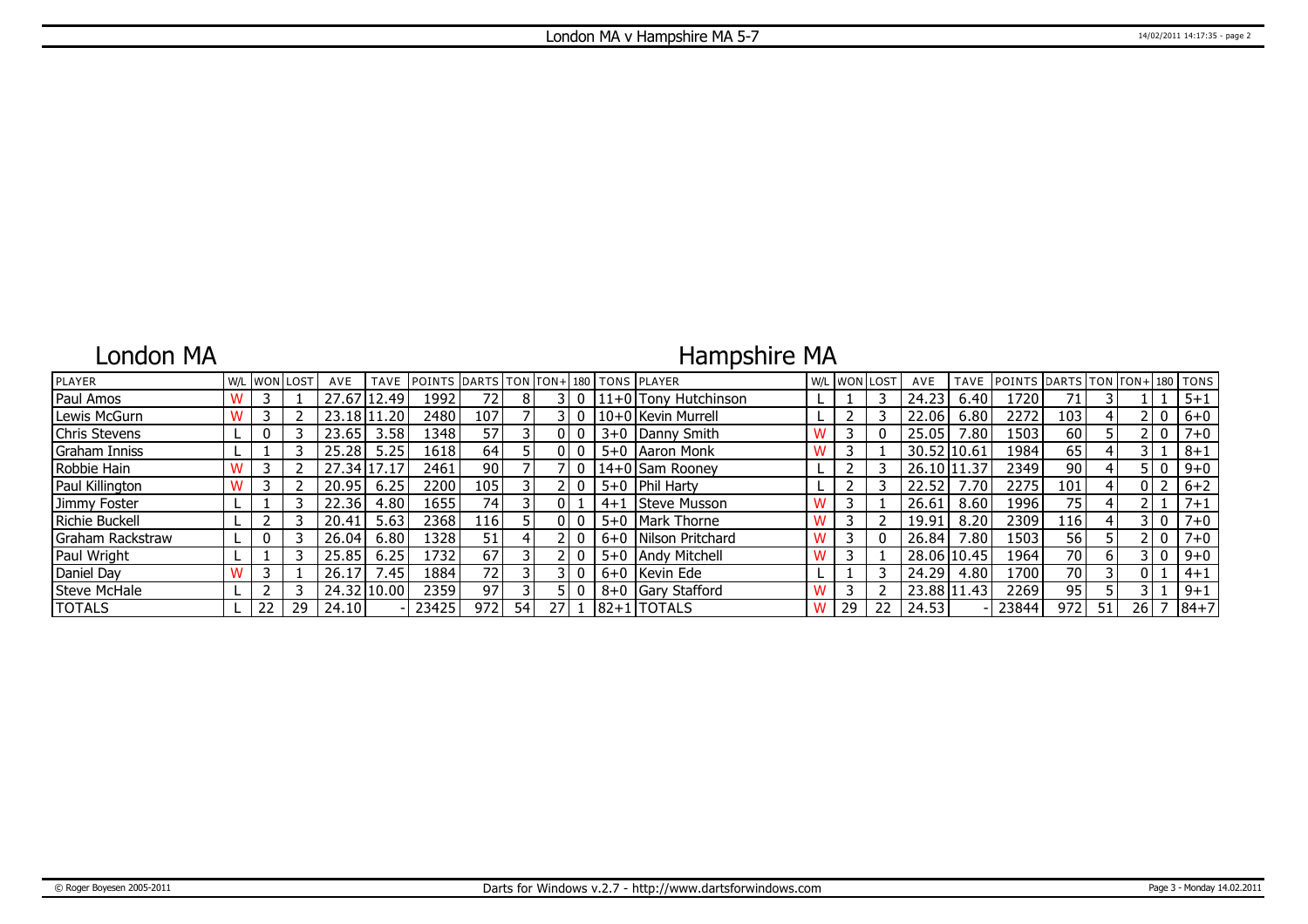London MA v Hampshire MA 5-7

## London MA

## Hampshire MA

| PLAYER | W/L | WON | LOST | AVE | TAVE | POINTS | DARTS | TON | TON+ | 180 | TONS | PLAYER | W/L | WON | LOST | AVE | TAVE | POINTS | DARTS | TON | TON+ | 180 | TONS |
|---|---|---|---|---|---|---|---|---|---|---|---|---|---|---|---|---|---|---|---|---|---|---|---|
| Paul Amos | W | 3 | 1 | 27.67 | 12.49 | 1992 | 72 | 8 | 3 | 0 | 11+0 | Tony Hutchinson | L | 1 | 3 | 24.23 | 6.40 | 1720 | 71 | 3 | 1 | 1 | 5+1 |
| Lewis McGurn | W | 3 | 2 | 23.18 | 11.20 | 2480 | 107 | 7 | 3 | 0 | 10+0 | Kevin Murrell | L | 2 | 3 | 22.06 | 6.80 | 2272 | 103 | 4 | 2 | 0 | 6+0 |
| Chris Stevens | L | 0 | 3 | 23.65 | 3.58 | 1348 | 57 | 3 | 0 | 0 | 3+0 | Danny Smith | W | 3 | 0 | 25.05 | 7.80 | 1503 | 60 | 5 | 2 | 0 | 7+0 |
| Graham Inniss | L | 1 | 3 | 25.28 | 5.25 | 1618 | 64 | 5 | 0 | 0 | 5+0 | Aaron Monk | W | 3 | 1 | 30.52 | 10.61 | 1984 | 65 | 4 | 3 | 1 | 8+1 |
| Robbie Hain | W | 3 | 2 | 27.34 | 17.17 | 2461 | 90 | 7 | 7 | 0 | 14+0 | Sam Rooney | L | 2 | 3 | 26.10 | 11.37 | 2349 | 90 | 4 | 5 | 0 | 9+0 |
| Paul Killington | W | 3 | 2 | 20.95 | 6.25 | 2200 | 105 | 3 | 2 | 0 | 5+0 | Phil Harty | L | 2 | 3 | 22.52 | 7.70 | 2275 | 101 | 4 | 0 | 2 | 6+2 |
| Jimmy Foster | L | 1 | 3 | 22.36 | 4.80 | 1655 | 74 | 3 | 0 | 1 | 4+1 | Steve Musson | W | 3 | 1 | 26.61 | 8.60 | 1996 | 75 | 4 | 2 | 1 | 7+1 |
| Richie Buckell | L | 2 | 3 | 20.41 | 5.63 | 2368 | 116 | 5 | 0 | 0 | 5+0 | Mark Thorne | W | 3 | 2 | 19.91 | 8.20 | 2309 | 116 | 4 | 3 | 0 | 7+0 |
| Graham Rackstraw | L | 0 | 3 | 26.04 | 6.80 | 1328 | 51 | 4 | 2 | 0 | 6+0 | Nilson Pritchard | W | 3 | 0 | 26.84 | 7.80 | 1503 | 56 | 5 | 2 | 0 | 7+0 |
| Paul Wright | L | 1 | 3 | 25.85 | 6.25 | 1732 | 67 | 3 | 2 | 0 | 5+0 | Andy Mitchell | W | 3 | 1 | 28.06 | 10.45 | 1964 | 70 | 6 | 3 | 0 | 9+0 |
| Daniel Day | W | 3 | 1 | 26.17 | 7.45 | 1884 | 72 | 3 | 3 | 0 | 6+0 | Kevin Ede | L | 1 | 3 | 24.29 | 4.80 | 1700 | 70 | 3 | 0 | 1 | 4+1 |
| Steve McHale | L | 2 | 3 | 24.32 | 10.00 | 2359 | 97 | 3 | 5 | 0 | 8+0 | Gary Stafford | W | 3 | 2 | 23.88 | 11.43 | 2269 | 95 | 5 | 3 | 1 | 9+1 |
| TOTALS | L | 22 | 29 | 24.10 | - | 23425 | 972 | 54 | 27 | 1 | 82+1 | TOTALS | W | 29 | 22 | 24.53 | - | 23844 | 972 | 51 | 26 | 7 | 84+7 |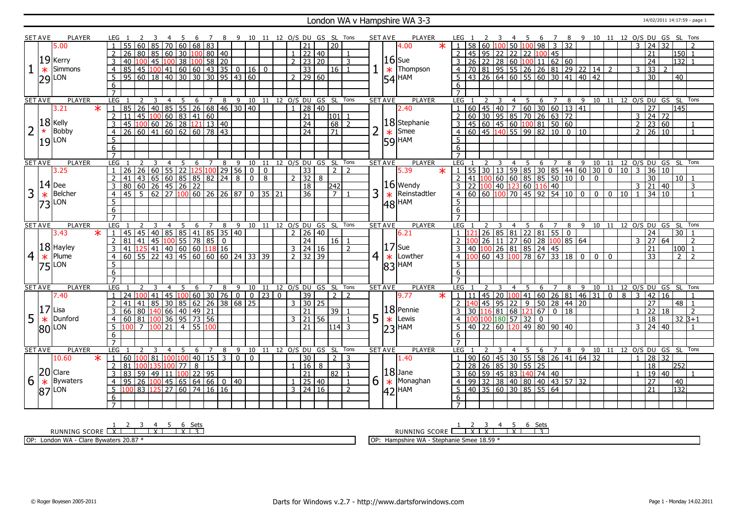# London WA v Hampshire WA 3-3

14/02/2011 14:17:59 - page 1

## Set 1

| SET AVE | PLAYER | LEG | 1 | 2 | 3 | 4 | 5 | 6 | 7 | 8 | 9 | 10 | 11 | 12 | O/S | DU | GS | SL | Tons |
|---|---|---|---|---|---|---|---|---|---|---|---|---|---|---|---|---|---|---|---|
| 5.00 | Kerry Simmons (LON) | 1 | 55 | 60 | 85 | 70 | 60 | 68 | 83 | | | | | | | 21 | | 20 | |
| 19 | | 2 | 26 | 80 | 85 | 60 | 30 | 100 | 80 | 40 | | | | | 1 | 22 | 40 | | 1 |
| * | | 3 | 40 | 100 | 45 | 100 | 38 | 100 | 58 | 20 | | | | | 2 | 23 | 20 | | 3 |
| 29 | | 4 | 85 | 45 | 100 | 41 | 60 | 60 | 43 | 35 | 0 | 16 | 0 | | | 33 | | 16 | 1 |
| | | 5 | 95 | 60 | 18 | 40 | 30 | 30 | 30 | 95 | 43 | 60 | | | 2 | 29 | 60 | | |

| SET AVE | PLAYER | LEG | 1 | 2 | 3 | 4 | 5 | 6 | 7 | 8 | 9 | 10 | 11 | 12 | O/S | DU | GS | SL | Tons |
|---|---|---|---|---|---|---|---|---|---|---|---|---|---|---|---|---|---|---|---|
| 4.00 * | Sue Thompson (HAM) | 1 | 58 | 60 | 100 | 50 | 100 | 98 | 3 | 32 | | | | | 3 | 24 | 32 | | 2 |
| 16 | | 2 | 45 | 95 | 22 | 22 | 22 | 100 | 45 | | | | | | | 21 | | 150 | 1 |
| * | | 3 | 26 | 22 | 28 | 60 | 100 | 11 | 62 | 60 | | | | | | 24 | | 132 | 1 |
| 54 | | 4 | 70 | 81 | 95 | 55 | 26 | 26 | 81 | 29 | 22 | 14 | 2 | | 3 | 33 | 2 | | |
| | | 5 | 43 | 26 | 64 | 60 | 55 | 60 | 30 | 41 | 40 | 42 | | | | 30 | | 40 | |

## Set 2

| SET AVE | PLAYER | LEG | 1 | 2 | 3 | 4 | 5 | 6 | 7 | 8 | 9 | 10 | 11 | 12 | O/S | DU | GS | SL | Tons |
|---|---|---|---|---|---|---|---|---|---|---|---|---|---|---|---|---|---|---|---|
| 3.21 * | Kelly Bobby (LON) | 1 | 85 | 26 | 40 | 85 | 55 | 26 | 68 | 46 | 30 | 40 | | | 1 | 28 | 40 | | |
| 18 | | 2 | 11 | 45 | 100 | 60 | 83 | 41 | 60 | | | | | | | 21 | | 101 | 1 |
| * | | 3 | 45 | 100 | 60 | 26 | 28 | 121 | 13 | 40 | | | | | | 24 | | 68 | 2 |
| 19 | | 4 | 26 | 60 | 41 | 60 | 62 | 60 | 78 | 43 | | | | | | 24 | | 71 | |

| SET AVE | PLAYER | LEG | 1 | 2 | 3 | 4 | 5 | 6 | 7 | 8 | 9 | 10 | 11 | 12 | O/S | DU | GS | SL | Tons |
|---|---|---|---|---|---|---|---|---|---|---|---|---|---|---|---|---|---|---|---|
| 2.40 | Stephanie Smee (HAM) | 1 | 60 | 45 | 40 | 7 | 60 | 30 | 60 | 13 | 41 | | | | | 27 | | 145 | |
| 18 | | 2 | 60 | 30 | 95 | 85 | 70 | 26 | 63 | 72 | | | | | 3 | 24 | 72 | | |
| * | | 3 | 45 | 60 | 45 | 60 | 100 | 81 | 50 | 60 | | | | | 2 | 23 | 60 | | 1 |
| 59 | | 4 | 60 | 45 | 140 | 55 | 99 | 82 | 10 | 0 | 10 | | | | 2 | 26 | 10 | | 1 |

## Set 3

| SET AVE | PLAYER | LEG | 1 | 2 | 3 | 4 | 5 | 6 | 7 | 8 | 9 | 10 | 11 | 12 | O/S | DU | GS | SL | Tons |
|---|---|---|---|---|---|---|---|---|---|---|---|---|---|---|---|---|---|---|---|
| 3.25 | Dee Belcher (LON) | 1 | 26 | 26 | 60 | 55 | 22 | 125 | 100 | 29 | 56 | 0 | 0 | | | 33 | | 2 | 2 |
| 14 | | 2 | 41 | 43 | 65 | 60 | 85 | 85 | 82 | 24 | 8 | 0 | 8 | | 2 | 32 | 8 | | |
| * | | 3 | 80 | 60 | 26 | 45 | 26 | 22 | | | | | | | | 18 | | 242 | |
| 73 | | 4 | 45 | 5 | 62 | 27 | 100 | 60 | 26 | 26 | 87 | 0 | 35 | 21 | | 36 | | 7 | 1 |

| SET AVE | PLAYER | LEG | 1 | 2 | 3 | 4 | 5 | 6 | 7 | 8 | 9 | 10 | 11 | 12 | O/S | DU | GS | SL | Tons |
|---|---|---|---|---|---|---|---|---|---|---|---|---|---|---|---|---|---|---|---|
| 5.39 * | Wendy Reinstadtler (HAM) | 1 | 55 | 30 | 13 | 59 | 85 | 30 | 85 | 44 | 60 | 30 | 0 | 10 | 3 | 36 | 10 | | |
| 16 | | 2 | 41 | 100 | 60 | 60 | 85 | 85 | 50 | 10 | 0 | 0 | | | | 30 | | 10 | 1 |
| * | | 3 | 22 | 100 | 40 | 123 | 60 | 116 | 40 | | | | | | 3 | 21 | 40 | | 3 |
| 48 | | 4 | 60 | 60 | 100 | 70 | 45 | 92 | 54 | 10 | 0 | 0 | 0 | 10 | 1 | 34 | 10 | | 1 |

## Set 4

| SET AVE | PLAYER | LEG | 1 | 2 | 3 | 4 | 5 | 6 | 7 | 8 | 9 | 10 | 11 | 12 | O/S | DU | GS | SL | Tons |
|---|---|---|---|---|---|---|---|---|---|---|---|---|---|---|---|---|---|---|---|
| 3.43 * | Hayley Plume (LON) | 1 | 45 | 45 | 40 | 85 | 85 | 41 | 85 | 35 | 40 | | | | 2 | 26 | 40 | | |
| 18 | | 2 | 81 | 41 | 45 | 100 | 55 | 78 | 85 | 0 | | | | | | 24 | | 16 | 1 |
| * | | 3 | 41 | 125 | 41 | 40 | 60 | 60 | 118 | 16 | | | | | 3 | 24 | 16 | | 2 |
| 75 | | 4 | 60 | 55 | 22 | 43 | 45 | 60 | 60 | 60 | 24 | 33 | 39 | | 2 | 32 | 39 | | |

| SET AVE | PLAYER | LEG | 1 | 2 | 3 | 4 | 5 | 6 | 7 | 8 | 9 | 10 | 11 | 12 | O/S | DU | GS | SL | Tons |
|---|---|---|---|---|---|---|---|---|---|---|---|---|---|---|---|---|---|---|---|
| 6.21 | Sue Lowther (HAM) | 1 | 121 | 26 | 85 | 81 | 22 | 81 | 55 | 0 | | | | | | 24 | | 30 | 1 |
| 17 | | 2 | 100 | 26 | 11 | 27 | 60 | 28 | 100 | 85 | 64 | | | | 3 | 27 | 64 | | 2 |
| * | | 3 | 40 | 100 | 26 | 81 | 85 | 24 | 45 | | | | | | | 21 | | 100 | 1 |
| 83 | | 4 | 100 | 60 | 43 | 100 | 78 | 67 | 33 | 18 | 0 | 0 | 0 | | | 33 | | 2 | 2 |

## Set 5

| SET AVE | PLAYER | LEG | 1 | 2 | 3 | 4 | 5 | 6 | 7 | 8 | 9 | 10 | 11 | 12 | O/S | DU | GS | SL | Tons |
|---|---|---|---|---|---|---|---|---|---|---|---|---|---|---|---|---|---|---|---|
| 7.40 | Lisa Dunford (LON) | 1 | 24 | 100 | 41 | 45 | 100 | 60 | 30 | 76 | 0 | 0 | 23 | 0 | | 39 | | 2 | 2 |
| 17 | | 2 | 41 | 41 | 85 | 30 | 85 | 62 | 26 | 38 | 68 | 25 | | | 3 | 30 | 25 | | |
| * | | 3 | 66 | 80 | 140 | 66 | 40 | 49 | 21 | | | | | | | 21 | | 39 | 1 |
| 80 | | 4 | 60 | 81 | 100 | 36 | 95 | 73 | 56 | | | | | | 3 | 21 | 56 | | 1 |
| | | 5 | 100 | 7 | 100 | 21 | 4 | 55 | 100 | | | | | | | 21 | | 114 | 3 |

| SET AVE | PLAYER | LEG | 1 | 2 | 3 | 4 | 5 | 6 | 7 | 8 | 9 | 10 | 11 | 12 | O/S | DU | GS | SL | Tons |
|---|---|---|---|---|---|---|---|---|---|---|---|---|---|---|---|---|---|---|---|
| 9.77 * | Pennie Lewis (HAM) | 1 | 11 | 45 | 20 | 100 | 41 | 60 | 26 | 81 | 46 | 31 | 0 | 8 | 3 | 42 | 16 | | 1 |
| 18 | | 2 | 140 | 45 | 95 | 22 | 9 | 50 | 28 | 44 | 20 | | | | | 27 | | 48 | 1 |
| * | | 3 | 30 | 116 | 81 | 68 | 121 | 67 | 0 | 18 | | | | | 1 | 22 | 18 | | 2 |
| 23 | | 4 | 100 | 100 | 180 | 57 | 32 | 0 | | | | | | | | 18 | | 32 | 3+1 |
| | | 5 | 40 | 22 | 60 | 120 | 49 | 80 | 90 | 40 | | | | | 3 | 24 | 40 | | 1 |

## Set 6

| SET AVE | PLAYER | LEG | 1 | 2 | 3 | 4 | 5 | 6 | 7 | 8 | 9 | 10 | 11 | 12 | O/S | DU | GS | SL | Tons |
|---|---|---|---|---|---|---|---|---|---|---|---|---|---|---|---|---|---|---|---|
| 10.60 * | Clare Bywaters (LON) | 1 | 60 | 100 | 81 | 100 | 100 | 40 | 15 | 3 | 0 | 0 | | | | 30 | | 2 | 3 |
| 20 | | 2 | 81 | 100 | 135 | 100 | 77 | 8 | | | | | | | 1 | 16 | 8 | | 3 |
| * | | 3 | 83 | 59 | 49 | 11 | 100 | 22 | 95 | | | | | | | 21 | | 82 | 1 |
| 87 | | 4 | 95 | 26 | 100 | 45 | 65 | 64 | 66 | 0 | 40 | | | | 1 | 25 | 40 | | 1 |
| | | 5 | 100 | 83 | 125 | 27 | 60 | 74 | 16 | 16 | | | | | 3 | 24 | 16 | | 2 |

| SET AVE | PLAYER | LEG | 1 | 2 | 3 | 4 | 5 | 6 | 7 | 8 | 9 | 10 | 11 | 12 | O/S | DU | GS | SL | Tons |
|---|---|---|---|---|---|---|---|---|---|---|---|---|---|---|---|---|---|---|---|
| 1.40 | Jane Monaghan (HAM) | 1 | 90 | 60 | 45 | 30 | 55 | 58 | 26 | 41 | 64 | 32 | | | 1 | 28 | 32 | | |
| 18 | | 2 | 28 | 26 | 85 | 30 | 55 | 25 | | | | | | | | 18 | | 252 | |
| * | | 3 | 60 | 59 | 45 | 83 | 140 | 74 | 40 | | | | | | 1 | 19 | 40 | | 1 |
| 42 | | 4 | 99 | 32 | 38 | 40 | 80 | 40 | 43 | 57 | 32 | | | | | 27 | | 40 | |
| | | 5 | 40 | 35 | 60 | 30 | 85 | 55 | 64 | | | | | | | 21 | | 132 | |

## Running Score

| | 1 | 2 | 3 | 4 | 5 | 6 | Sets |
|---|---|---|---|---|---|---|---|
| London WA | X | | | X | | X | 3 |
| Hampshire WA | | X | X | | X | | 3 |

OP: London WA - Clare Bywaters 20.87 *

OP: Hampshire WA - Stephanie Smee 18.59 *

© Roger Boyesen 2005-2011 — Darts for Windows v.2.7 - http://www.dartsforwindows.com — Page 1 - Monday 14.02.2011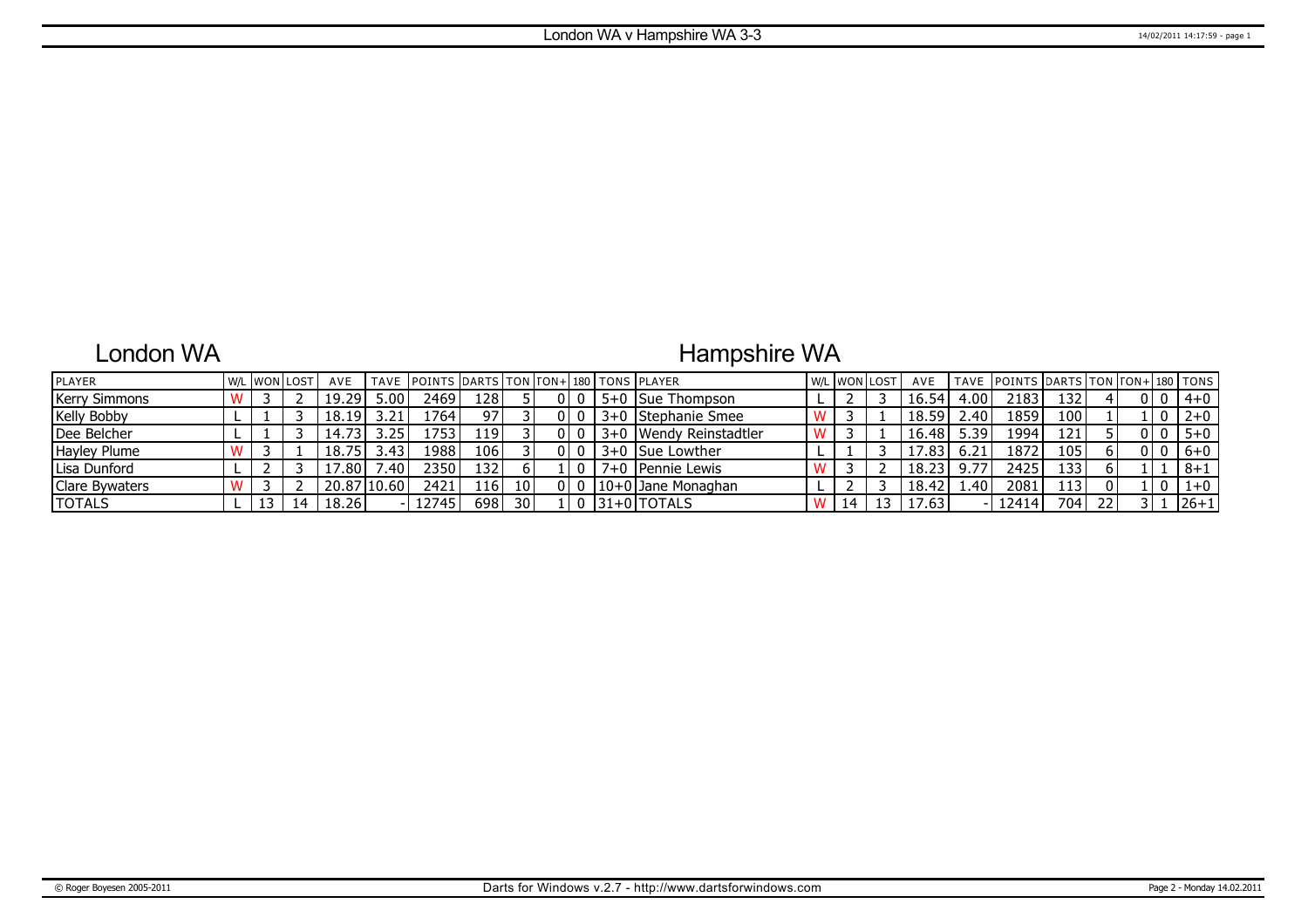# London WA v Hampshire WA 3-3

## London WA

| PLAYER | W/L | WON | LOST | AVE | TAVE | POINTS | DARTS | TON | TON+ | 180 | TONS |
|---|---|---|---|---|---|---|---|---|---|---|---|
| Kerry Simmons | W | 3 | 2 | 19.29 | 5.00 | 2469 | 128 | 5 | 0 | 0 | 5+0 |
| Kelly Bobby | L | 1 | 3 | 18.19 | 3.21 | 1764 | 97 | 3 | 0 | 0 | 3+0 |
| Dee Belcher | L | 1 | 3 | 14.73 | 3.25 | 1753 | 119 | 3 | 0 | 0 | 3+0 |
| Hayley Plume | W | 3 | 1 | 18.75 | 3.43 | 1988 | 106 | 3 | 0 | 0 | 3+0 |
| Lisa Dunford | L | 2 | 3 | 17.80 | 7.40 | 2350 | 132 | 6 | 1 | 0 | 7+0 |
| Clare Bywaters | W | 3 | 2 | 20.87 | 10.60 | 2421 | 116 | 10 | 0 | 0 | 10+0 |
| TOTALS | L | 13 | 14 | 18.26 | - | 12745 | 698 | 30 | 1 | 0 | 31+0 |

## Hampshire WA

| PLAYER | W/L | WON | LOST | AVE | TAVE | POINTS | DARTS | TON | TON+ | 180 | TONS |
|---|---|---|---|---|---|---|---|---|---|---|---|
| Sue Thompson | L | 2 | 3 | 16.54 | 4.00 | 2183 | 132 | 4 | 0 | 0 | 4+0 |
| Stephanie Smee | W | 3 | 1 | 18.59 | 2.40 | 1859 | 100 | 1 | 1 | 0 | 2+0 |
| Wendy Reinstadtler | W | 3 | 1 | 16.48 | 5.39 | 1994 | 121 | 5 | 0 | 0 | 5+0 |
| Sue Lowther | L | 1 | 3 | 17.83 | 6.21 | 1872 | 105 | 6 | 0 | 0 | 6+0 |
| Pennie Lewis | W | 3 | 2 | 18.23 | 9.77 | 2425 | 133 | 6 | 1 | 1 | 8+1 |
| Jane Monaghan | L | 2 | 3 | 18.42 | 1.40 | 2081 | 113 | 0 | 1 | 0 | 1+0 |
| TOTALS | W | 14 | 13 | 17.63 | - | 12414 | 704 | 22 | 3 | 1 | 26+1 |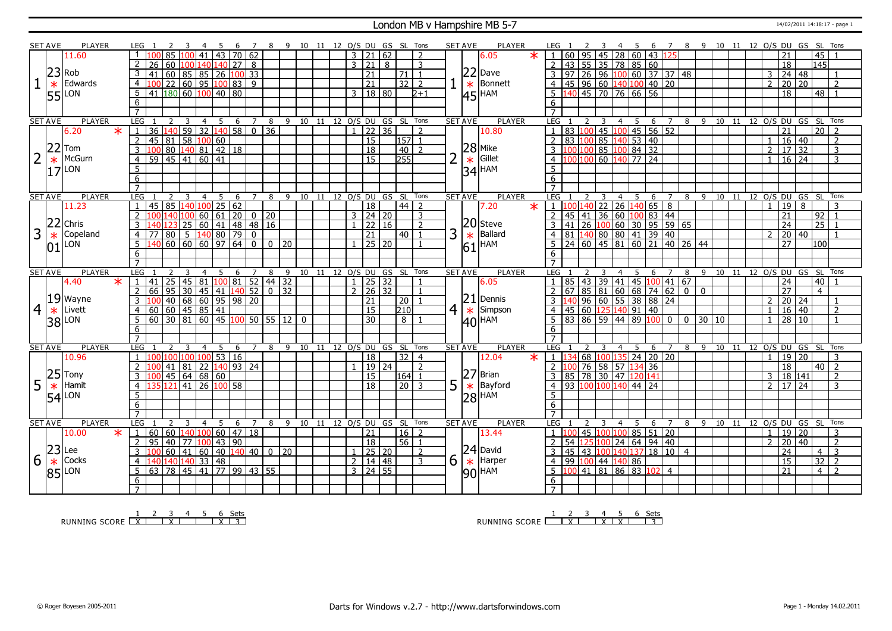# London MB v Hampshire MB 5-7

## Set 1

| SET AVE | PLAYER | LEG | 1 | 2 | 3 | 4 | 5 | 6 | 7 | 8 | 9 | 10 | 11 | 12 | O/S | DU | GS | SL | Tons |
|---|---|---|---|---|---|---|---|---|---|---|---|---|---|---|---|---|---|---|---|
| 11.60 | Rob Edwards (LON) | 1 | 100 | 85 | 100 | 41 | 43 | 70 | 62 | | | | | | 3 | 21 | 62 | | 2 |
| 23.55 | | 2 | 26 | 60 | 100 | 140 | 140 | 27 | 8 | | | | | | 3 | 21 | 8 | | 3 |
| | | 3 | 41 | 60 | 85 | 85 | 26 | 100 | 33 | | | | | | | 21 | | 71 | 1 |
| | | 4 | 100 | 22 | 60 | 95 | 100 | 83 | 9 | | | | | | | 21 | | 32 | 2 |
| | | 5 | 41 | 180 | 60 | 100 | 40 | 80 | | | | | | | 3 | 18 | 80 | | 2+1 |

| SET AVE | PLAYER | LEG | 1 | 2 | 3 | 4 | 5 | 6 | 7 | 8 | 9 | 10 | 11 | 12 | O/S | DU | GS | SL | Tons |
|---|---|---|---|---|---|---|---|---|---|---|---|---|---|---|---|---|---|---|---|
| 6.05 * | Dave Bonnett (HAM) | 1 | 60 | 95 | 45 | 28 | 60 | 43 | 125 | | | | | | | 21 | | 45 | 1 |
| 22.45 | | 2 | 43 | 55 | 35 | 78 | 85 | 60 | | | | | | | | 18 | | 145 | |
| | | 3 | 97 | 26 | 96 | 100 | 60 | 37 | 37 | 48 | | | | | 3 | 24 | 48 | | 1 |
| | | 4 | 45 | 96 | 60 | 140 | 100 | 40 | 20 | | | | | | 2 | 20 | 20 | | 2 |
| | | 5 | 140 | 45 | 70 | 76 | 66 | 56 | | | | | | | | 18 | | 48 | 1 |

## Set 2

| SET AVE | PLAYER | LEG | 1 | 2 | 3 | 4 | 5 | 6 | 7 | 8 | 9 | 10 | 11 | 12 | O/S | DU | GS | SL | Tons |
|---|---|---|---|---|---|---|---|---|---|---|---|---|---|---|---|---|---|---|---|
| 6.20 * | Tom McGurn (LON) | 1 | 36 | 140 | 59 | 32 | 140 | 58 | 0 | 36 | | | | | 1 | 22 | 36 | | 2 |
| 22.17 | | 2 | 45 | 81 | 58 | 100 | 60 | | | | | | | | | 15 | | 157 | 1 |
| | | 3 | 100 | 80 | 140 | 81 | 42 | 18 | | | | | | | | 18 | | 40 | 2 |
| | | 4 | 59 | 45 | 41 | 60 | 41 | | | | | | | | | 15 | | 255 | |

| SET AVE | PLAYER | LEG | 1 | 2 | 3 | 4 | 5 | 6 | 7 | 8 | 9 | 10 | 11 | 12 | O/S | DU | GS | SL | Tons |
|---|---|---|---|---|---|---|---|---|---|---|---|---|---|---|---|---|---|---|---|
| 10.80 | Mike Gillet (HAM) | 1 | 83 | 100 | 45 | 100 | 45 | 56 | 52 | | | | | | | 21 | | 20 | 2 |
| 28.34 | | 2 | 83 | 100 | 85 | 140 | 53 | 40 | | | | | | | 1 | 16 | 40 | | 2 |
| | | 3 | 100 | 100 | 85 | 100 | 84 | 32 | | | | | | | 2 | 17 | 32 | | 3 |
| | | 4 | 100 | 100 | 60 | 140 | 77 | 24 | | | | | | | 1 | 16 | 24 | | 3 |

## Set 3

| SET AVE | PLAYER | LEG | 1 | 2 | 3 | 4 | 5 | 6 | 7 | 8 | 9 | 10 | 11 | 12 | O/S | DU | GS | SL | Tons |
|---|---|---|---|---|---|---|---|---|---|---|---|---|---|---|---|---|---|---|---|
| 11.23 | Chris Copeland (LON) | 1 | 45 | 85 | 140 | 100 | 25 | 62 | | | | | | | | 18 | | 44 | 2 |
| 22.01 | | 2 | 100 | 140 | 100 | 60 | 61 | 20 | 0 | 20 | | | | | 3 | 24 | 20 | | 3 |
| | | 3 | 140 | 123 | 25 | 60 | 41 | 48 | 48 | 16 | | | | | 1 | 22 | 16 | | 2 |
| | | 4 | 77 | 80 | 5 | 140 | 80 | 79 | 0 | | | | | | | 21 | | 40 | 1 |
| | | 5 | 140 | 60 | 60 | 60 | 97 | 64 | 0 | 0 | 20 | | | | 1 | 25 | 20 | | 1 |

| SET AVE | PLAYER | LEG | 1 | 2 | 3 | 4 | 5 | 6 | 7 | 8 | 9 | 10 | 11 | 12 | O/S | DU | GS | SL | Tons |
|---|---|---|---|---|---|---|---|---|---|---|---|---|---|---|---|---|---|---|---|
| 7.20 * | Steve Ballard (HAM) | 1 | 100 | 140 | 22 | 26 | 140 | 65 | 8 | | | | | | 1 | 19 | 8 | | 3 |
| 20.61 | | 2 | 45 | 41 | 36 | 60 | 100 | 83 | 44 | | | | | | | 21 | | 92 | 1 |
| | | 3 | 41 | 26 | 100 | 60 | 30 | 95 | 59 | 65 | | | | | | 24 | | 25 | 1 |
| | | 4 | 81 | 140 | 80 | 80 | 41 | 39 | 40 | | | | | | 2 | 20 | 40 | | 1 |
| | | 5 | 24 | 60 | 45 | 81 | 60 | 21 | 40 | 26 | 44 | | | | | 27 | | 100 | |

## Set 4

| SET AVE | PLAYER | LEG | 1 | 2 | 3 | 4 | 5 | 6 | 7 | 8 | 9 | 10 | 11 | 12 | O/S | DU | GS | SL | Tons |
|---|---|---|---|---|---|---|---|---|---|---|---|---|---|---|---|---|---|---|---|
| 4.40 * | Wayne Livett (LON) | 1 | 41 | 25 | 45 | 81 | 100 | 81 | 52 | 44 | 32 | | | | 1 | 25 | 32 | | 1 |
| 19.38 | | 2 | 66 | 95 | 30 | 45 | 41 | 140 | 52 | 0 | 32 | | | | 2 | 26 | 32 | | 1 |
| | | 3 | 100 | 40 | 68 | 60 | 95 | 98 | 20 | | | | | | | 21 | | 20 | 1 |
| | | 4 | 60 | 60 | 45 | 85 | 41 | | | | | | | | | 15 | | 210 | |
| | | 5 | 60 | 30 | 81 | 60 | 45 | 100 | 50 | 55 | 12 | 0 | | | | 30 | | 8 | 1 |

| SET AVE | PLAYER | LEG | 1 | 2 | 3 | 4 | 5 | 6 | 7 | 8 | 9 | 10 | 11 | 12 | O/S | DU | GS | SL | Tons |
|---|---|---|---|---|---|---|---|---|---|---|---|---|---|---|---|---|---|---|---|
| 6.05 | Dennis Simpson (HAM) | 1 | 85 | 43 | 39 | 41 | 45 | 100 | 41 | 67 | | | | | | 24 | | 40 | 1 |
| 21.40 | | 2 | 67 | 85 | 81 | 60 | 68 | 74 | 62 | 0 | 0 | | | | | 27 | | 4 | |
| | | 3 | 140 | 96 | 60 | 55 | 38 | 88 | 24 | | | | | | 2 | 20 | 24 | | 1 |
| | | 4 | 45 | 60 | 125 | 140 | 91 | 40 | | | | | | | 1 | 16 | 40 | | 2 |
| | | 5 | 83 | 86 | 59 | 44 | 89 | 100 | 0 | 0 | 30 | 10 | | | 1 | 28 | 10 | | 1 |

## Set 5

| SET AVE | PLAYER | LEG | 1 | 2 | 3 | 4 | 5 | 6 | 7 | 8 | 9 | 10 | 11 | 12 | O/S | DU | GS | SL | Tons |
|---|---|---|---|---|---|---|---|---|---|---|---|---|---|---|---|---|---|---|---|
| 10.96 | Tony Hamit (LON) | 1 | 100 | 100 | 100 | 100 | 53 | 16 | | | | | | | | 18 | | 32 | 4 |
| 25.54 | | 2 | 100 | 41 | 81 | 22 | 140 | 93 | 24 | | | | | | 1 | 19 | 24 | | 2 |
| | | 3 | 100 | 45 | 64 | 68 | 60 | | | | | | | | | 15 | | 164 | 1 |
| | | 4 | 135 | 121 | 41 | 26 | 100 | 58 | | | | | | | | 18 | | 20 | 3 |

| SET AVE | PLAYER | LEG | 1 | 2 | 3 | 4 | 5 | 6 | 7 | 8 | 9 | 10 | 11 | 12 | O/S | DU | GS | SL | Tons |
|---|---|---|---|---|---|---|---|---|---|---|---|---|---|---|---|---|---|---|---|
| 12.04 * | Brian Bayford (HAM) | 1 | 134 | 68 | 100 | 135 | 24 | 20 | 20 | | | | | | 1 | 19 | 20 | | 3 |
| 27.28 | | 2 | 100 | 76 | 58 | 57 | 134 | 36 | | | | | | | | 18 | | 40 | 2 |
| | | 3 | 85 | 78 | 30 | 47 | 120 | 141 | | | | | | | 3 | 18 | 141 | | 2 |
| | | 4 | 93 | 100 | 100 | 140 | 44 | 24 | | | | | | | 2 | 17 | 24 | | 3 |

## Set 6

| SET AVE | PLAYER | LEG | 1 | 2 | 3 | 4 | 5 | 6 | 7 | 8 | 9 | 10 | 11 | 12 | O/S | DU | GS | SL | Tons |
|---|---|---|---|---|---|---|---|---|---|---|---|---|---|---|---|---|---|---|---|
| 10.00 * | Lee Cocks (LON) | 1 | 60 | 60 | 140 | 100 | 60 | 47 | 18 | | | | | | | 21 | | 16 | 2 |
| 23.85 | | 2 | 95 | 40 | 77 | 100 | 43 | 90 | | | | | | | | 18 | | 56 | 1 |
| | | 3 | 100 | 60 | 41 | 60 | 40 | 140 | 40 | 0 | 20 | | | | 1 | 25 | 20 | | 2 |
| | | 4 | 140 | 140 | 140 | 33 | 48 | | | | | | | | 2 | 14 | 48 | | 3 |
| | | 5 | 63 | 78 | 45 | 41 | 77 | 99 | 43 | 55 | | | | | 3 | 24 | 55 | | |

| SET AVE | PLAYER | LEG | 1 | 2 | 3 | 4 | 5 | 6 | 7 | 8 | 9 | 10 | 11 | 12 | O/S | DU | GS | SL | Tons |
|---|---|---|---|---|---|---|---|---|---|---|---|---|---|---|---|---|---|---|---|
| 13.44 | David Harper (HAM) | 1 | 100 | 45 | 100 | 100 | 85 | 51 | 20 | | | | | | 1 | 19 | 20 | | 3 |
| 24.90 | | 2 | 54 | 125 | 100 | 24 | 64 | 94 | 40 | | | | | | 2 | 20 | 40 | | 2 |
| | | 3 | 45 | 43 | 100 | 140 | 137 | 18 | 10 | 4 | | | | | | 24 | | 4 | 3 |
| | | 4 | 99 | 100 | 44 | 140 | 86 | | | | | | | | | 15 | | 32 | 2 |
| | | 5 | 100 | 41 | 81 | 86 | 83 | 102 | 4 | | | | | | | 21 | | 4 | 2 |

## Running Score

| | 1 | 2 | 3 | 4 | 5 | 6 | Sets |
|---|---|---|---|---|---|---|---|
| London MB | X | | X | | | X | 3 |
| Hampshire MB | | X | | X | X | | 3 |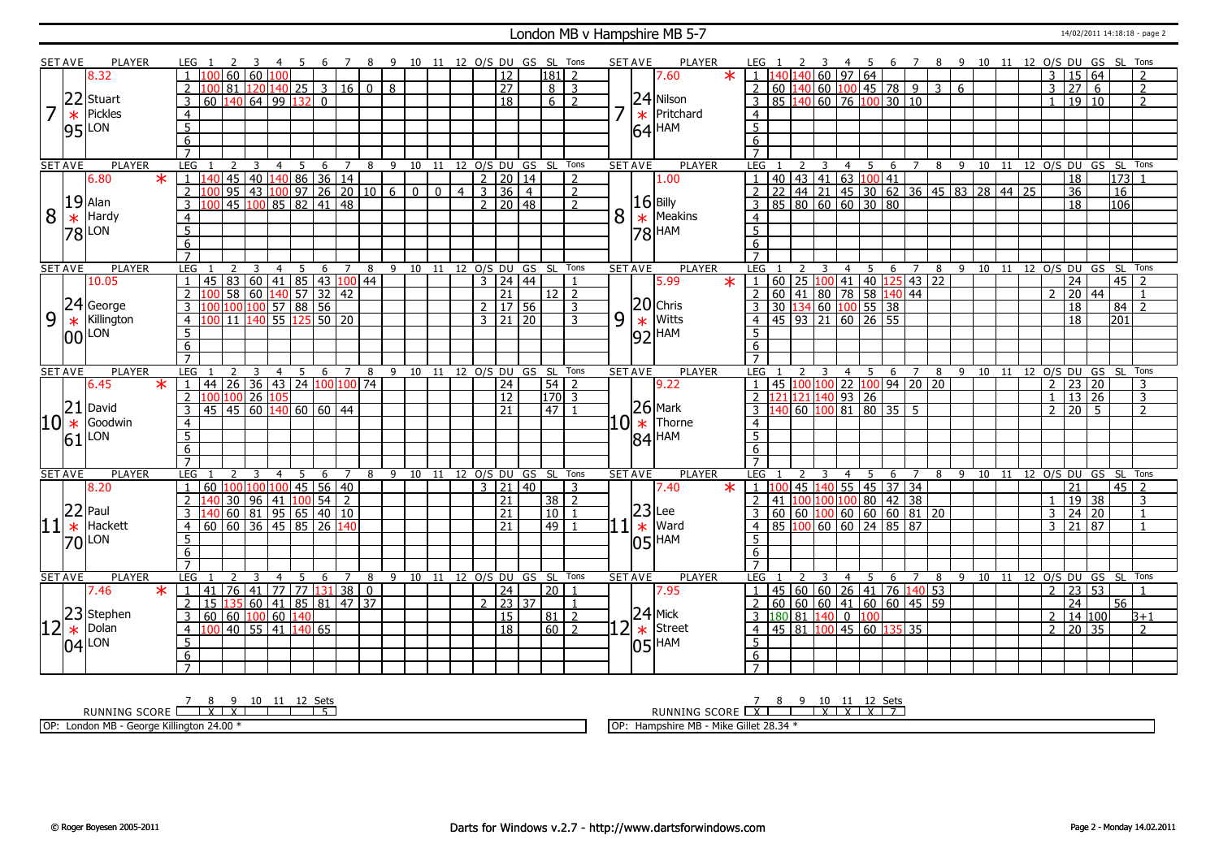# London MB v Hampshire MB 5-7

14/02/2011 14:18:18 - page 2

## Set 7

| SET AVE | PLAYER | LEG | 1 | 2 | 3 | 4 | 5 | 6 | 7 | 8 | 9 | 10 | 11 | 12 | O/S | DU | GS | SL | Tons |
|---|---|---|---|---|---|---|---|---|---|---|---|---|---|---|---|---|---|---|---|
| 8.32 | Stuart Pickles (LON) | 1 | 100 | 60 | 60 | 100 | | | | | | | | | | 12 | | 181 | 2 |
| 22.95 | | 2 | 100 | 81 | 120 | 140 | 25 | 3 | 16 | 0 | 8 | | | | | 27 | | 8 | 3 |
| 7 * | | 3 | 60 | 140 | 64 | 99 | 132 | 0 | | | | | | | | 18 | | 6 | 2 |

| SET AVE | PLAYER | LEG | 1 | 2 | 3 | 4 | 5 | 6 | 7 | 8 | 9 | 10 | 11 | 12 | O/S | DU | GS | SL | Tons |
|---|---|---|---|---|---|---|---|---|---|---|---|---|---|---|---|---|---|---|---|
| 7.60 * | Nilson Pritchard (HAM) | 1 | 140 | 140 | 60 | 97 | 64 | | | | | | | | 3 | 15 | 64 | | 2 |
| 24.64 | | 2 | 60 | 140 | 60 | 100 | 45 | 78 | 9 | 3 | 6 | | | | 3 | 27 | 6 | | 2 |
| 7 * | | 3 | 85 | 140 | 60 | 76 | 100 | 30 | 10 | | | | | | 1 | 19 | 10 | | 2 |

## Set 8

| SET AVE | PLAYER | LEG | 1 | 2 | 3 | 4 | 5 | 6 | 7 | 8 | 9 | 10 | 11 | 12 | O/S | DU | GS | SL | Tons |
|---|---|---|---|---|---|---|---|---|---|---|---|---|---|---|---|---|---|---|---|
| 6.80 * | Alan Hardy (LON) | 1 | 140 | 45 | 40 | 140 | 86 | 36 | 14 | | | | | | 2 | 20 | 14 | | 2 |
| 19.78 | | 2 | 100 | 95 | 43 | 100 | 97 | 26 | 20 | 10 | 6 | 0 | 0 | 4 | 3 | 36 | 4 | | 2 |
| 8 * | | 3 | 100 | 45 | 100 | 85 | 82 | 41 | 48 | | | | | | 2 | 20 | 48 | | 2 |

| SET AVE | PLAYER | LEG | 1 | 2 | 3 | 4 | 5 | 6 | 7 | 8 | 9 | 10 | 11 | 12 | O/S | DU | GS | SL | Tons |
|---|---|---|---|---|---|---|---|---|---|---|---|---|---|---|---|---|---|---|---|
| 1.00 | Billy Meakins (HAM) | 1 | 40 | 43 | 41 | 63 | 100 | 41 | | | | | | | | 18 | | 173 | 1 |
| 16.78 | | 2 | 22 | 44 | 21 | 45 | 30 | 62 | 36 | 45 | 83 | 28 | 44 | 25 | | 36 | | 16 | |
| 8 * | | 3 | 85 | 80 | 60 | 60 | 30 | 80 | | | | | | | | 18 | | 106 | |

## Set 9

| SET AVE | PLAYER | LEG | 1 | 2 | 3 | 4 | 5 | 6 | 7 | 8 | 9 | 10 | 11 | 12 | O/S | DU | GS | SL | Tons |
|---|---|---|---|---|---|---|---|---|---|---|---|---|---|---|---|---|---|---|---|
| 10.05 | George Killington (LON) | 1 | 45 | 83 | 60 | 41 | 85 | 43 | 100 | 44 | | | | | 3 | 24 | 44 | | 1 |
| 24.00 | | 2 | 100 | 58 | 60 | 140 | 57 | 32 | 42 | | | | | | | 21 | | 12 | 2 |
| 9 * | | 3 | 100 | 100 | 100 | 57 | 88 | 56 | | | | | | | 2 | 17 | 56 | | 3 |
| | | 4 | 100 | 11 | 140 | 55 | 125 | 50 | 20 | | | | | | 3 | 21 | 20 | | 3 |

| SET AVE | PLAYER | LEG | 1 | 2 | 3 | 4 | 5 | 6 | 7 | 8 | 9 | 10 | 11 | 12 | O/S | DU | GS | SL | Tons |
|---|---|---|---|---|---|---|---|---|---|---|---|---|---|---|---|---|---|---|---|
| 5.99 * | Chris Witts (HAM) | 1 | 60 | 25 | 100 | 41 | 40 | 125 | 43 | 22 | | | | | | 24 | | 45 | 2 |
| 20.92 | | 2 | 60 | 41 | 80 | 78 | 58 | 140 | 44 | | | | | | 2 | 20 | 44 | | 1 |
| 9 * | | 3 | 30 | 134 | 60 | 100 | 55 | 38 | | | | | | | | 18 | | 84 | 2 |
| | | 4 | 45 | 93 | 21 | 60 | 26 | 55 | | | | | | | | 18 | | 201 | |

## Set 10

| SET AVE | PLAYER | LEG | 1 | 2 | 3 | 4 | 5 | 6 | 7 | 8 | 9 | 10 | 11 | 12 | O/S | DU | GS | SL | Tons |
|---|---|---|---|---|---|---|---|---|---|---|---|---|---|---|---|---|---|---|---|
| 6.45 * | David Goodwin (LON) | 1 | 44 | 26 | 36 | 43 | 24 | 100 | 100 | 74 | | | | | | 24 | | 54 | 2 |
| 21.61 | | 2 | 100 | 100 | 26 | 105 | | | | | | | | | | 12 | | 170 | 3 |
| 10 * | | 3 | 45 | 45 | 60 | 140 | 60 | 60 | 44 | | | | | | | 21 | | 47 | 1 |

| SET AVE | PLAYER | LEG | 1 | 2 | 3 | 4 | 5 | 6 | 7 | 8 | 9 | 10 | 11 | 12 | O/S | DU | GS | SL | Tons |
|---|---|---|---|---|---|---|---|---|---|---|---|---|---|---|---|---|---|---|---|
| 9.22 | Mark Thorne (HAM) | 1 | 45 | 100 | 100 | 22 | 100 | 94 | 20 | 20 | | | | | 2 | 23 | 20 | | 3 |
| 26.84 | | 2 | 121 | 121 | 140 | 93 | 26 | | | | | | | | 1 | 13 | 26 | | 3 |
| 10 * | | 3 | 140 | 60 | 100 | 81 | 80 | 35 | 5 | | | | | | 2 | 20 | 5 | | 2 |

## Set 11

| SET AVE | PLAYER | LEG | 1 | 2 | 3 | 4 | 5 | 6 | 7 | 8 | 9 | 10 | 11 | 12 | O/S | DU | GS | SL | Tons |
|---|---|---|---|---|---|---|---|---|---|---|---|---|---|---|---|---|---|---|---|
| 8.20 | Paul Hackett (LON) | 1 | 60 | 100 | 100 | 100 | 45 | 56 | 40 | | | | | | 3 | 21 | 40 | | 3 |
| 22.70 | | 2 | 140 | 30 | 96 | 41 | 100 | 54 | 2 | | | | | | | 21 | | 38 | 2 |
| 11 * | | 3 | 140 | 60 | 81 | 95 | 65 | 40 | 10 | | | | | | | 21 | | 10 | 1 |
| | | 4 | 60 | 60 | 36 | 45 | 85 | 26 | 140 | | | | | | | 21 | | 49 | 1 |

| SET AVE | PLAYER | LEG | 1 | 2 | 3 | 4 | 5 | 6 | 7 | 8 | 9 | 10 | 11 | 12 | O/S | DU | GS | SL | Tons |
|---|---|---|---|---|---|---|---|---|---|---|---|---|---|---|---|---|---|---|---|
| 7.40 * | Lee Ward (HAM) | 1 | 100 | 45 | 140 | 55 | 45 | 37 | 34 | | | | | | | 21 | | 45 | 2 |
| 23.05 | | 2 | 41 | 100 | 100 | 100 | 80 | 42 | 38 | | | | | | 1 | 19 | 38 | | 3 |
| 11 * | | 3 | 60 | 60 | 100 | 60 | 60 | 60 | 81 | 20 | | | | | 3 | 24 | 20 | | 1 |
| | | 4 | 85 | 100 | 60 | 60 | 24 | 85 | 87 | | | | | | 3 | 21 | 87 | | 1 |

## Set 12

| SET AVE | PLAYER | LEG | 1 | 2 | 3 | 4 | 5 | 6 | 7 | 8 | 9 | 10 | 11 | 12 | O/S | DU | GS | SL | Tons |
|---|---|---|---|---|---|---|---|---|---|---|---|---|---|---|---|---|---|---|---|
| 7.46 * | Stephen Dolan (LON) | 1 | 41 | 76 | 41 | 77 | 77 | 131 | 38 | 0 | | | | | | 24 | | 20 | 1 |
| 23.04 | | 2 | 15 | 135 | 60 | 41 | 85 | 81 | 47 | 37 | | | | | 2 | 23 | 37 | | 1 |
| 12 * | | 3 | 60 | 60 | 100 | 60 | 140 | | | | | | | | | 15 | | 81 | 2 |
| | | 4 | 100 | 40 | 55 | 41 | 140 | 65 | | | | | | | | 18 | | 60 | 2 |

| SET AVE | PLAYER | LEG | 1 | 2 | 3 | 4 | 5 | 6 | 7 | 8 | 9 | 10 | 11 | 12 | O/S | DU | GS | SL | Tons |
|---|---|---|---|---|---|---|---|---|---|---|---|---|---|---|---|---|---|---|---|
| 7.95 | Mick Street (HAM) | 1 | 45 | 60 | 60 | 26 | 41 | 76 | 140 | 53 | | | | | 2 | 23 | 53 | | 1 |
| 24.05 | | 2 | 60 | 60 | 60 | 41 | 60 | 60 | 45 | 59 | | | | | | 24 | | 56 | |
| 12 * | | 3 | 180 | 81 | 140 | 0 | 100 | | | | | | | | 2 | 14 | 100 | | 3+1 |
| | | 4 | 45 | 81 | 100 | 45 | 60 | 135 | 35 | | | | | | 2 | 20 | 35 | | 2 |

## Running Score

| | 7 | 8 | 9 | 10 | 11 | 12 | Sets |
|---|---|---|---|---|---|---|---|
| London MB | | X | X | | | | 5 |
| Hampshire MB | X | | | X | X | X | 7 |

OP: London MB - George Killington 24.00 *

OP: Hampshire MB - Mike Gillet 28.34 *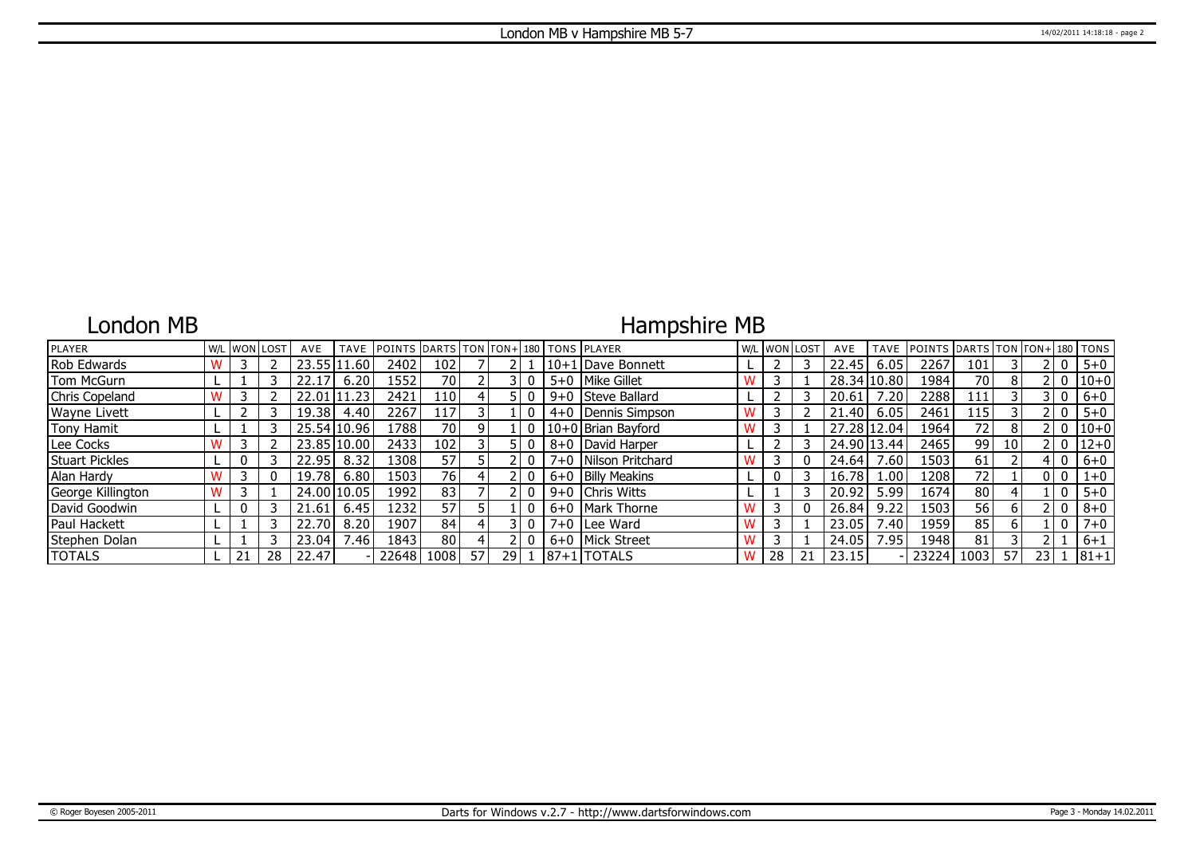# London MB v Hampshire MB 5-7

## London MB

## Hampshire MB

| PLAYER | W/L | WON | LOST | AVE | TAVE | POINTS | DARTS | TON | TON+ | 180 | TONS | PLAYER | W/L | WON | LOST | AVE | TAVE | POINTS | DARTS | TON | TON+ | 180 | TONS |
|---|---|---|---|---|---|---|---|---|---|---|---|---|---|---|---|---|---|---|---|---|---|---|---|
| Rob Edwards | W | 3 | 2 | 23.55 | 11.60 | 2402 | 102 | 7 | 2 | 1 | 10+1 | Dave Bonnett | L | 2 | 3 | 22.45 | 6.05 | 2267 | 101 | 3 | 2 | 0 | 5+0 |
| Tom McGurn | L | 1 | 3 | 22.17 | 6.20 | 1552 | 70 | 2 | 3 | 0 | 5+0 | Mike Gillet | W | 3 | 1 | 28.34 | 10.80 | 1984 | 70 | 8 | 2 | 0 | 10+0 |
| Chris Copeland | W | 3 | 2 | 22.01 | 11.23 | 2421 | 110 | 4 | 5 | 0 | 9+0 | Steve Ballard | L | 2 | 3 | 20.61 | 7.20 | 2288 | 111 | 3 | 3 | 0 | 6+0 |
| Wayne Livett | L | 2 | 3 | 19.38 | 4.40 | 2267 | 117 | 3 | 1 | 0 | 4+0 | Dennis Simpson | W | 3 | 2 | 21.40 | 6.05 | 2461 | 115 | 3 | 2 | 0 | 5+0 |
| Tony Hamit | L | 1 | 3 | 25.54 | 10.96 | 1788 | 70 | 9 | 1 | 0 | 10+0 | Brian Bayford | W | 3 | 1 | 27.28 | 12.04 | 1964 | 72 | 8 | 2 | 0 | 10+0 |
| Lee Cocks | W | 3 | 2 | 23.85 | 10.00 | 2433 | 102 | 3 | 5 | 0 | 8+0 | David Harper | L | 2 | 3 | 24.90 | 13.44 | 2465 | 99 | 10 | 2 | 0 | 12+0 |
| Stuart Pickles | L | 0 | 3 | 22.95 | 8.32 | 1308 | 57 | 5 | 2 | 0 | 7+0 | Nilson Pritchard | W | 3 | 0 | 24.64 | 7.60 | 1503 | 61 | 2 | 4 | 0 | 6+0 |
| Alan Hardy | W | 3 | 0 | 19.78 | 6.80 | 1503 | 76 | 4 | 2 | 0 | 6+0 | Billy Meakins | L | 0 | 3 | 16.78 | 1.00 | 1208 | 72 | 1 | 0 | 0 | 1+0 |
| George Killington | W | 3 | 1 | 24.00 | 10.05 | 1992 | 83 | 7 | 2 | 0 | 9+0 | Chris Witts | L | 1 | 3 | 20.92 | 5.99 | 1674 | 80 | 4 | 1 | 0 | 5+0 |
| David Goodwin | L | 0 | 3 | 21.61 | 6.45 | 1232 | 57 | 5 | 1 | 0 | 6+0 | Mark Thorne | W | 3 | 0 | 26.84 | 9.22 | 1503 | 56 | 6 | 2 | 0 | 8+0 |
| Paul Hackett | L | 1 | 3 | 22.70 | 8.20 | 1907 | 84 | 4 | 3 | 0 | 7+0 | Lee Ward | W | 3 | 1 | 23.05 | 7.40 | 1959 | 85 | 6 | 1 | 0 | 7+0 |
| Stephen Dolan | L | 1 | 3 | 23.04 | 7.46 | 1843 | 80 | 4 | 2 | 0 | 6+0 | Mick Street | W | 3 | 1 | 24.05 | 7.95 | 1948 | 81 | 3 | 2 | 1 | 6+1 |
| TOTALS | L | 21 | 28 | 22.47 | - | 22648 | 1008 | 57 | 29 | 1 | 87+1 | TOTALS | W | 28 | 21 | 23.15 | - | 23224 | 1003 | 57 | 23 | 1 | 81+1 |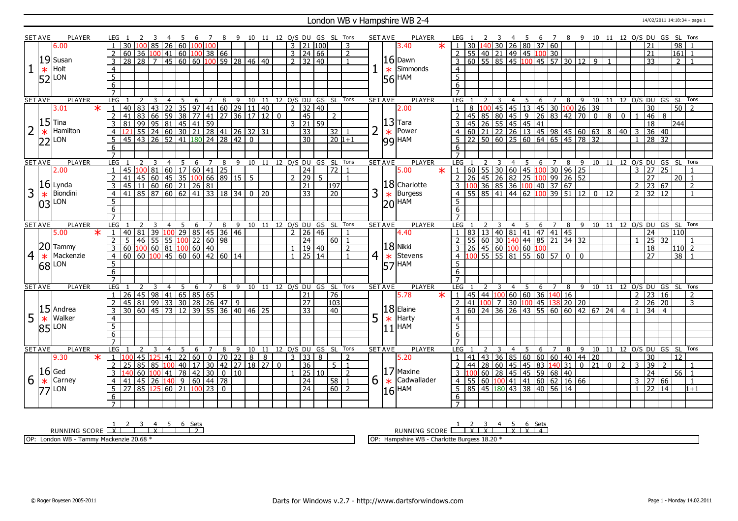# London WB v Hampshire WB 2-4

14/02/2011 14:18:34 - page 1

| SET | AVE | PLAYER | LEG | 1 | 2 | 3 | 4 | 5 | 6 | 7 | 8 | 9 | 10 | 11 | 12 | O/S | DU | GS | SL | Tons | SET | AVE | PLAYER | LEG | 1 | 2 | 3 | 4 | 5 | 6 | 7 | 8 | 9 | 10 | 11 | 12 | O/S | DU | GS | SL | Tons |
|---|---|---|---|---|---|---|---|---|---|---|---|---|---|---|---|---|---|---|---|---|---|---|---|---|---|---|---|---|---|---|---|---|---|---|---|---|---|---|---|---|---|
| 1 | 6.00 | Susan Holt LON | 1 | 30 | 100 | 85 | 26 | 60 | 100 | 100 | | | | | | 3 | 21 | 100 | | 3 | 1 | 3.40 * | Dawn Simmonds HAM | 1 | 30 | 140 | 30 | 26 | 80 | 37 | 60 | | | | | | | 21 | | 98 | 1 |
| | 19.52 * | | 2 | 60 | 36 | 100 | 41 | 60 | 100 | 38 | 66 | | | | | 3 | 24 | 66 | | 2 | | 16.56 * | | 2 | 55 | 40 | 21 | 49 | 45 | 100 | 30 | | | | | | | 21 | | 161 | 1 |
| | | | 3 | 28 | 28 | 7 | 45 | 60 | 60 | 100 | 59 | 28 | 46 | 40 | | 2 | 32 | 40 | | 1 | | | | 3 | 60 | 55 | 85 | 45 | 100 | 45 | 57 | 30 | 12 | 9 | 1 | | | 33 | | 2 | 1 |
| 2 | 3.01 * | Tina Hamilton LON | 1 | 40 | 83 | 43 | 22 | 35 | 97 | 41 | 60 | 29 | 11 | 40 | | 2 | 32 | 40 | | | 2 | 2.00 | Tara Power HAM | 1 | 8 | 100 | 45 | 45 | 13 | 45 | 30 | 100 | 26 | 39 | | | | 30 | | 50 | 2 |
| | 15.22 * | | 2 | 41 | 83 | 66 | 59 | 38 | 77 | 41 | 27 | 36 | 17 | 12 | 0 | | 45 | | 2 | | | 13.99 * | | 2 | 45 | 85 | 80 | 45 | 9 | 26 | 83 | 42 | 70 | 0 | 8 | 0 | 1 | 46 | 8 | | |
| | | | 3 | 81 | 99 | 95 | 81 | 45 | 41 | 59 | | | | | | 3 | 21 | 59 | | | | | | 3 | 45 | 26 | 55 | 45 | 45 | 41 | | | | | | | | 18 | | 244 | |
| | | | 4 | 121 | 55 | 24 | 60 | 30 | 21 | 28 | 41 | 26 | 32 | 31 | | | 33 | | 32 | 1 | | | | 4 | 60 | 21 | 22 | 26 | 13 | 45 | 98 | 45 | 60 | 63 | 8 | 40 | 3 | 36 | 40 | | |
| | | | 5 | 45 | 43 | 26 | 52 | 41 | 180 | 24 | 28 | 42 | 0 | | | | 30 | | 20 | 1+1 | | | | 5 | 22 | 50 | 60 | 25 | 60 | 64 | 65 | 45 | 78 | 32 | | | 1 | 28 | 32 | | |
| 3 | 2.00 | Lynda Biondini LON | 1 | 45 | 100 | 81 | 60 | 17 | 60 | 41 | 25 | | | | | | 24 | | 72 | 1 | 3 | 5.00 * | Charlotte Burgess HAM | 1 | 60 | 55 | 30 | 60 | 45 | 100 | 30 | 96 | 25 | | | | 3 | 27 | 25 | | 1 |
| | 16.03 * | | 2 | 41 | 45 | 60 | 45 | 35 | 100 | 66 | 89 | 15 | 5 | | | 2 | 29 | 5 | | 1 | | 18.20 * | | 2 | 26 | 45 | 26 | 82 | 25 | 100 | 99 | 26 | 52 | | | | | 27 | | 20 | 1 |
| | | | 3 | 45 | 11 | 60 | 60 | 21 | 26 | 81 | | | | | | | 21 | | 197 | | | | | 3 | 100 | 36 | 85 | 36 | 100 | 40 | 37 | 67 | | | | | 2 | 23 | 67 | | 2 |
| | | | 4 | 41 | 85 | 87 | 60 | 62 | 41 | 33 | 18 | 34 | 0 | 20 | | | 33 | | 20 | | | | | 4 | 55 | 85 | 41 | 44 | 62 | 100 | 39 | 51 | 12 | 0 | 12 | | 2 | 32 | 12 | | 1 |
| 4 | 5.00 * | Tammy Mackenzie LON | 1 | 40 | 81 | 39 | 100 | 29 | 85 | 45 | 36 | 46 | | | | 2 | 26 | 46 | | 1 | 4 | 4.40 | Nikki Stevens HAM | 1 | 83 | 13 | 40 | 81 | 41 | 47 | 41 | 45 | | | | | | 24 | | 110 | |
| | 20.68 * | | 2 | 5 | 46 | 55 | 55 | 100 | 22 | 60 | 98 | | | | | | 24 | | 60 | 1 | | 18.57 * | | 2 | 55 | 60 | 30 | 140 | 44 | 85 | 21 | 34 | 32 | | | | 1 | 25 | 32 | | 1 |
| | | | 3 | 60 | 100 | 60 | 81 | 100 | 60 | 40 | | | | | | 1 | 19 | 40 | | 2 | | | | 3 | 26 | 45 | 60 | 100 | 60 | 100 | | | | | | | | 18 | | 110 | 2 |
| | | | 4 | 60 | 60 | 100 | 45 | 60 | 60 | 42 | 60 | 14 | | | | 1 | 25 | 14 | | 1 | | | | 4 | 100 | 55 | 55 | 81 | 55 | 60 | 57 | 0 | 0 | | | | | 27 | | 38 | 1 |
| 5 | | Andrea Walker LON | 1 | 26 | 45 | 98 | 41 | 65 | 85 | 65 | | | | | | | 21 | | 76 | | 5 | 5.78 * | Elaine Harty HAM | 1 | 45 | 44 | 100 | 60 | 60 | 36 | 140 | 16 | | | | | 2 | 23 | 16 | | 2 |
| | 15.85 * | | 2 | 45 | 81 | 99 | 33 | 30 | 28 | 26 | 47 | 9 | | | | | 27 | | 103 | | | 18.11 * | | 2 | 41 | 100 | 7 | 30 | 100 | 45 | 138 | 20 | 20 | | | | 2 | 26 | 20 | | 3 |
| | | | 3 | 30 | 60 | 45 | 73 | 12 | 39 | 55 | 36 | 40 | 46 | 25 | | | 33 | | 40 | | | | | 3 | 60 | 24 | 36 | 26 | 43 | 55 | 60 | 60 | 42 | 67 | 24 | 4 | 1 | 34 | 4 | | |
| 6 | 9.30 * | Ged Carney LON | 1 | 100 | 45 | 125 | 41 | 22 | 60 | 0 | 70 | 22 | 8 | 8 | | 3 | 33 | 8 | | 2 | 6 | 5.20 | Maxine Cadwallader HAM | 1 | 41 | 43 | 36 | 85 | 60 | 60 | 60 | 40 | 44 | 20 | | | | 30 | | 12 | |
| | 16.77 * | | 2 | 25 | 85 | 85 | 100 | 40 | 17 | 30 | 42 | 27 | 18 | 27 | 0 | | 36 | | 5 | 1 | | 17.16 * | | 2 | 44 | 28 | 60 | 45 | 45 | 83 | 140 | 31 | 0 | 21 | 0 | 2 | 3 | 39 | 2 | | 1 |
| | | | 3 | 140 | 60 | 100 | 41 | 78 | 42 | 30 | 0 | 10 | | | | 1 | 25 | 10 | | 2 | | | | 3 | 100 | 60 | 28 | 45 | 45 | 59 | 68 | 40 | | | | | | 24 | | 56 | 1 |
| | | | 4 | 41 | 45 | 26 | 140 | 9 | 60 | 44 | 78 | | | | | | 24 | | 58 | 1 | | | | 4 | 55 | 60 | 100 | 41 | 41 | 60 | 62 | 16 | 66 | | | | 3 | 27 | 66 | | 1 |
| | | | 5 | 27 | 85 | 125 | 60 | 21 | 100 | 23 | 0 | | | | | | 24 | | 60 | 2 | | | | 5 | 85 | 45 | 180 | 43 | 38 | 40 | 56 | 14 | | | | | 1 | 22 | 14 | | 1+1 |

RUNNING SCORE (London WB): 1: X, 4: X — Sets: 2

RUNNING SCORE (Hampshire WB): 2: X, 3: X, 5: X, 6: X — Sets: 4

OP: London WB - Tammy Mackenzie 20.68 *

OP: Hampshire WB - Charlotte Burgess 18.20 *

© Roger Boyesen 2005-2011 — Darts for Windows v.2.7 - http://www.dartsforwindows.com — Page 1 - Monday 14.02.2011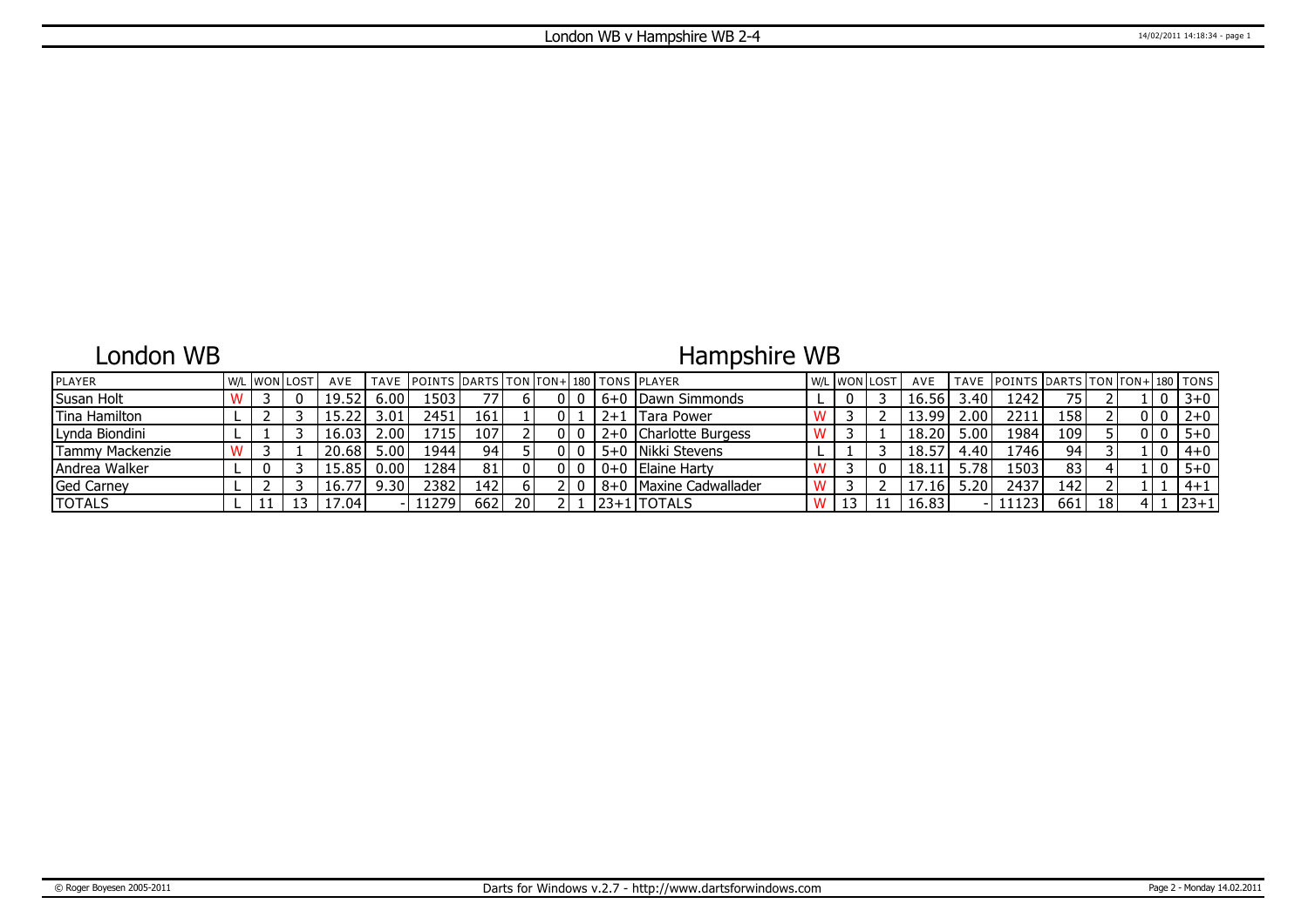# London WB v Hampshire WB 2-4

## London WB

## Hampshire WB

| PLAYER | W/L | WON | LOST | AVE | TAVE | POINTS | DARTS | TON | TON+ | 180 | TONS | PLAYER | W/L | WON | LOST | AVE | TAVE | POINTS | DARTS | TON | TON+ | 180 | TONS |
|---|---|---|---|---|---|---|---|---|---|---|---|---|---|---|---|---|---|---|---|---|---|---|---|
| Susan Holt | W | 3 | 0 | 19.52 | 6.00 | 1503 | 77 | 6 | 0 | 0 | 6+0 | Dawn Simmonds | L | 0 | 3 | 16.56 | 3.40 | 1242 | 75 | 2 | 1 | 0 | 3+0 |
| Tina Hamilton | L | 2 | 3 | 15.22 | 3.01 | 2451 | 161 | 1 | 0 | 1 | 2+1 | Tara Power | W | 3 | 2 | 13.99 | 2.00 | 2211 | 158 | 2 | 0 | 0 | 2+0 |
| Lynda Biondini | L | 1 | 3 | 16.03 | 2.00 | 1715 | 107 | 2 | 0 | 0 | 2+0 | Charlotte Burgess | W | 3 | 1 | 18.20 | 5.00 | 1984 | 109 | 5 | 0 | 0 | 5+0 |
| Tammy Mackenzie | W | 3 | 1 | 20.68 | 5.00 | 1944 | 94 | 5 | 0 | 0 | 5+0 | Nikki Stevens | L | 1 | 3 | 18.57 | 4.40 | 1746 | 94 | 3 | 1 | 0 | 4+0 |
| Andrea Walker | L | 0 | 3 | 15.85 | 0.00 | 1284 | 81 | 0 | 0 | 0 | 0+0 | Elaine Harty | W | 3 | 0 | 18.11 | 5.78 | 1503 | 83 | 4 | 1 | 0 | 5+0 |
| Ged Carney | L | 2 | 3 | 16.77 | 9.30 | 2382 | 142 | 6 | 2 | 0 | 8+0 | Maxine Cadwallader | W | 3 | 2 | 17.16 | 5.20 | 2437 | 142 | 2 | 1 | 1 | 4+1 |
| TOTALS | L | 11 | 13 | 17.04 | - | 11279 | 662 | 20 | 2 | 1 | 23+1 | TOTALS | W | 13 | 11 | 16.83 | - | 11123 | 661 | 18 | 4 | 1 | 23+1 |

© Roger Boyesen 2005-2011 | Darts for Windows v.2.7 - http://www.dartsforwindows.com